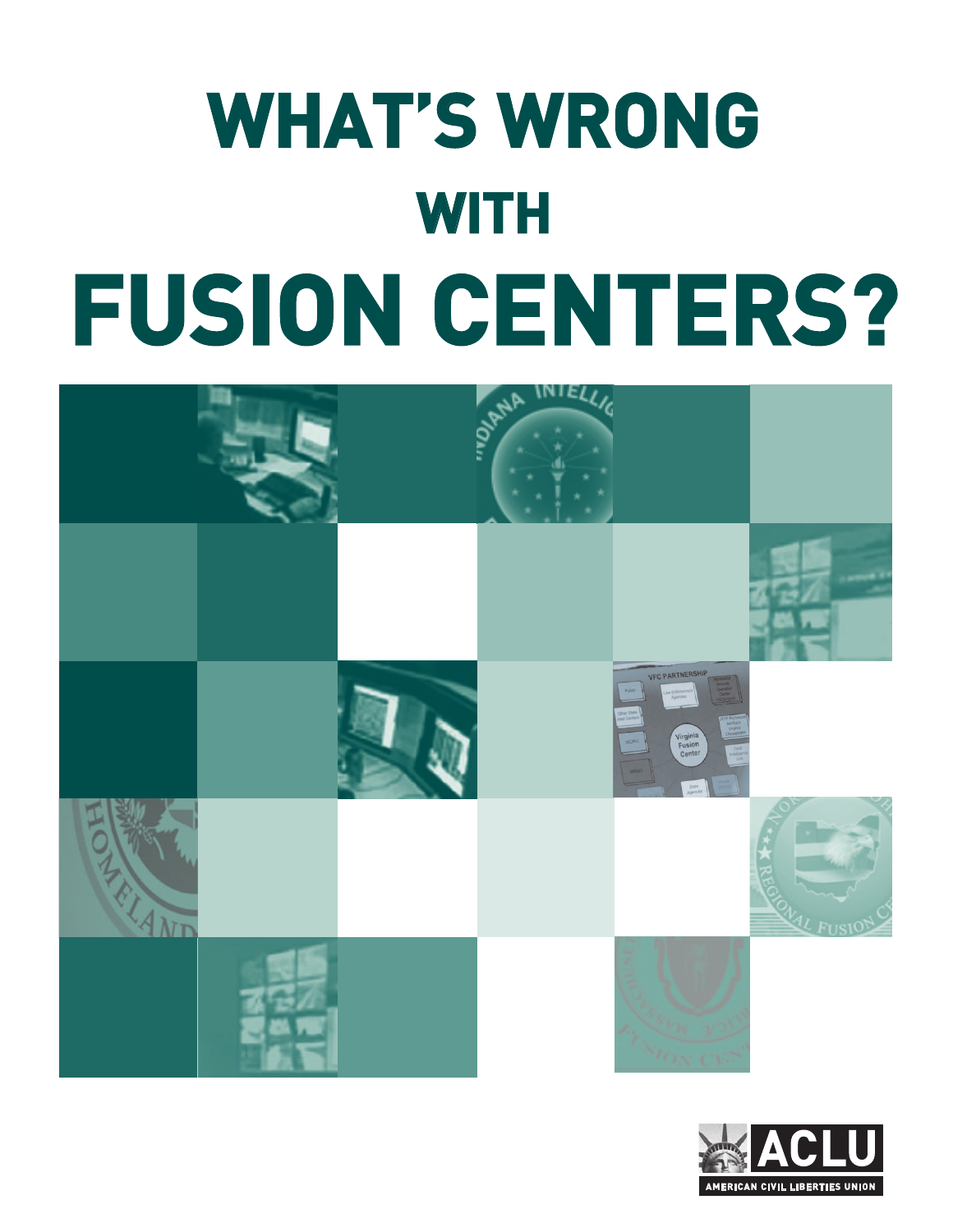# WHAT'S WRONG WITH FUSION CENTERS?

ACLU

AMERICAN CIVIL LIBERTIES UNION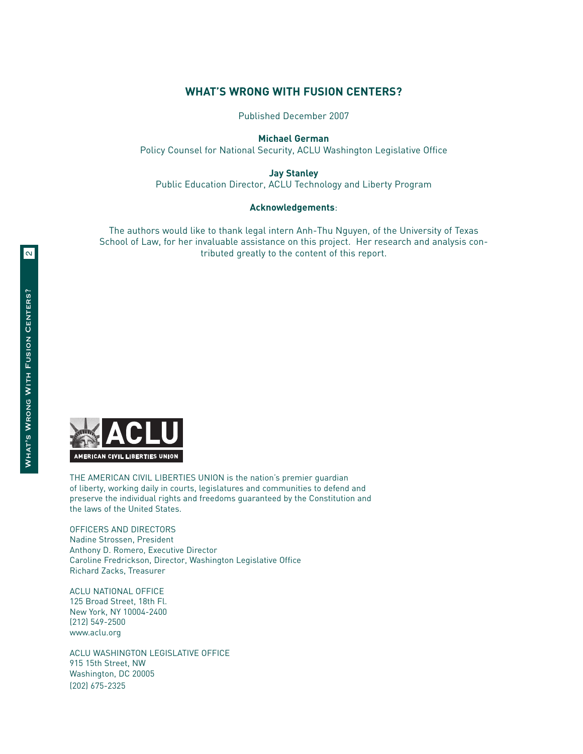# WHAT'S WRONG WITH FUSION CENTERS?

Published December 2007

**Michael German**
Policy Counsel for National Security, ACLU Washington Legislative Office

**Jay Stanley**
Public Education Director, ACLU Technology and Liberty Program

**Acknowledgements**:

The authors would like to thank legal intern Anh-Thu Nguyen, of the University of Texas School of Law, for her invaluable assistance on this project. Her research and analysis contributed greatly to the content of this report.

ACLU
AMERICAN CIVIL LIBERTIES UNION

THE AMERICAN CIVIL LIBERTIES UNION is the nation's premier guardian of liberty, working daily in courts, legislatures and communities to defend and preserve the individual rights and freedoms guaranteed by the Constitution and the laws of the United States.

OFFICERS AND DIRECTORS
Nadine Strossen, President
Anthony D. Romero, Executive Director
Caroline Fredrickson, Director, Washington Legislative Office
Richard Zacks, Treasurer

ACLU NATIONAL OFFICE
125 Broad Street, 18th Fl.
New York, NY 10004-2400
(212) 549-2500
www.aclu.org

ACLU WASHINGTON LEGISLATIVE OFFICE
915 15th Street, NW
Washington, DC 20005
(202) 675-2325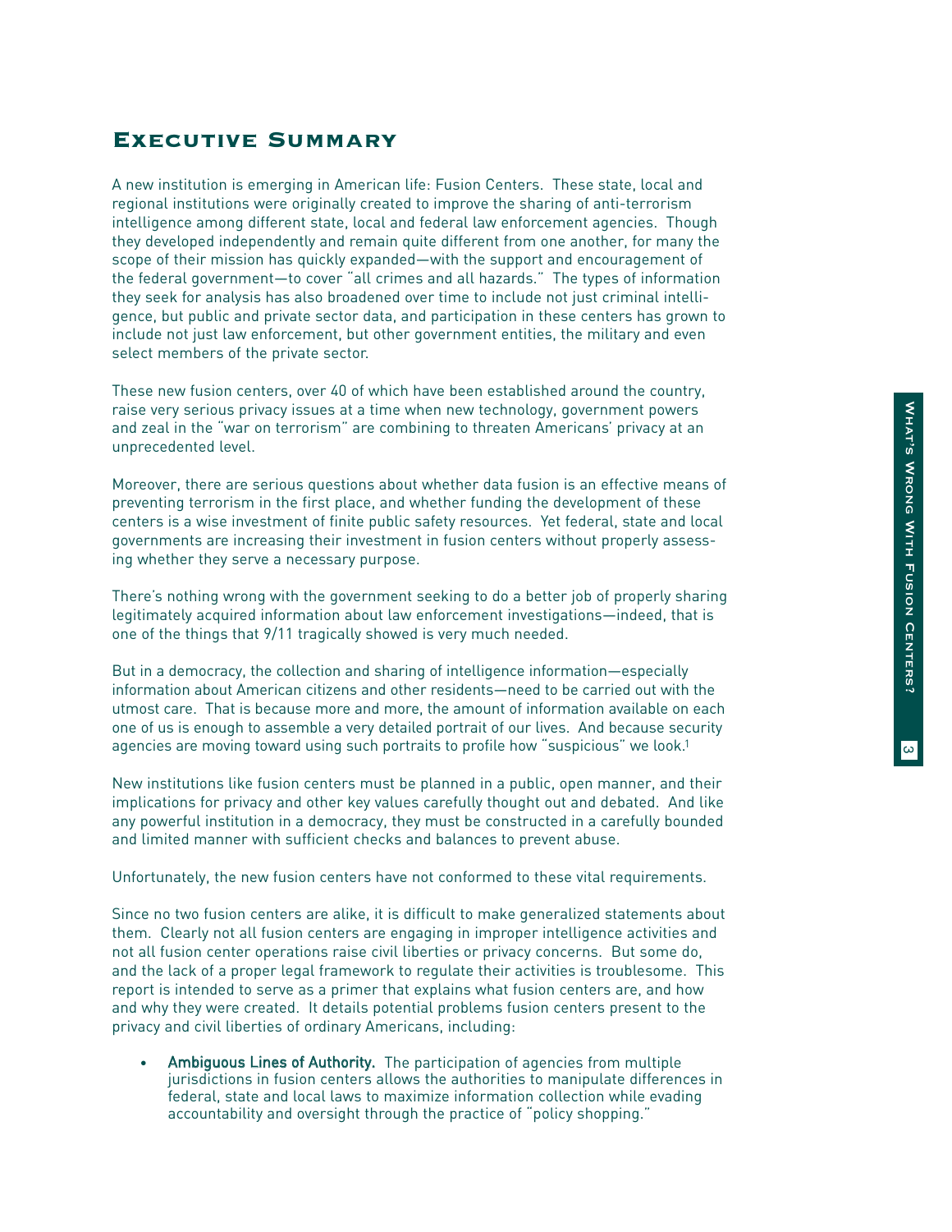# Executive Summary

A new institution is emerging in American life: Fusion Centers. These state, local and regional institutions were originally created to improve the sharing of anti-terrorism intelligence among different state, local and federal law enforcement agencies. Though they developed independently and remain quite different from one another, for many the scope of their mission has quickly expanded—with the support and encouragement of the federal government—to cover "all crimes and all hazards." The types of information they seek for analysis has also broadened over time to include not just criminal intelligence, but public and private sector data, and participation in these centers has grown to include not just law enforcement, but other government entities, the military and even select members of the private sector.

These new fusion centers, over 40 of which have been established around the country, raise very serious privacy issues at a time when new technology, government powers and zeal in the "war on terrorism" are combining to threaten Americans' privacy at an unprecedented level.

Moreover, there are serious questions about whether data fusion is an effective means of preventing terrorism in the first place, and whether funding the development of these centers is a wise investment of finite public safety resources. Yet federal, state and local governments are increasing their investment in fusion centers without properly assessing whether they serve a necessary purpose.

There's nothing wrong with the government seeking to do a better job of properly sharing legitimately acquired information about law enforcement investigations—indeed, that is one of the things that 9/11 tragically showed is very much needed.

But in a democracy, the collection and sharing of intelligence information—especially information about American citizens and other residents—need to be carried out with the utmost care. That is because more and more, the amount of information available on each one of us is enough to assemble a very detailed portrait of our lives. And because security agencies are moving toward using such portraits to profile how "suspicious" we look.[1]

New institutions like fusion centers must be planned in a public, open manner, and their implications for privacy and other key values carefully thought out and debated. And like any powerful institution in a democracy, they must be constructed in a carefully bounded and limited manner with sufficient checks and balances to prevent abuse.

Unfortunately, the new fusion centers have not conformed to these vital requirements.

Since no two fusion centers are alike, it is difficult to make generalized statements about them. Clearly not all fusion centers are engaging in improper intelligence activities and not all fusion center operations raise civil liberties or privacy concerns. But some do, and the lack of a proper legal framework to regulate their activities is troublesome. This report is intended to serve as a primer that explains what fusion centers are, and how and why they were created. It details potential problems fusion centers present to the privacy and civil liberties of ordinary Americans, including:

- **Ambiguous Lines of Authority.** The participation of agencies from multiple jurisdictions in fusion centers allows the authorities to manipulate differences in federal, state and local laws to maximize information collection while evading accountability and oversight through the practice of "policy shopping."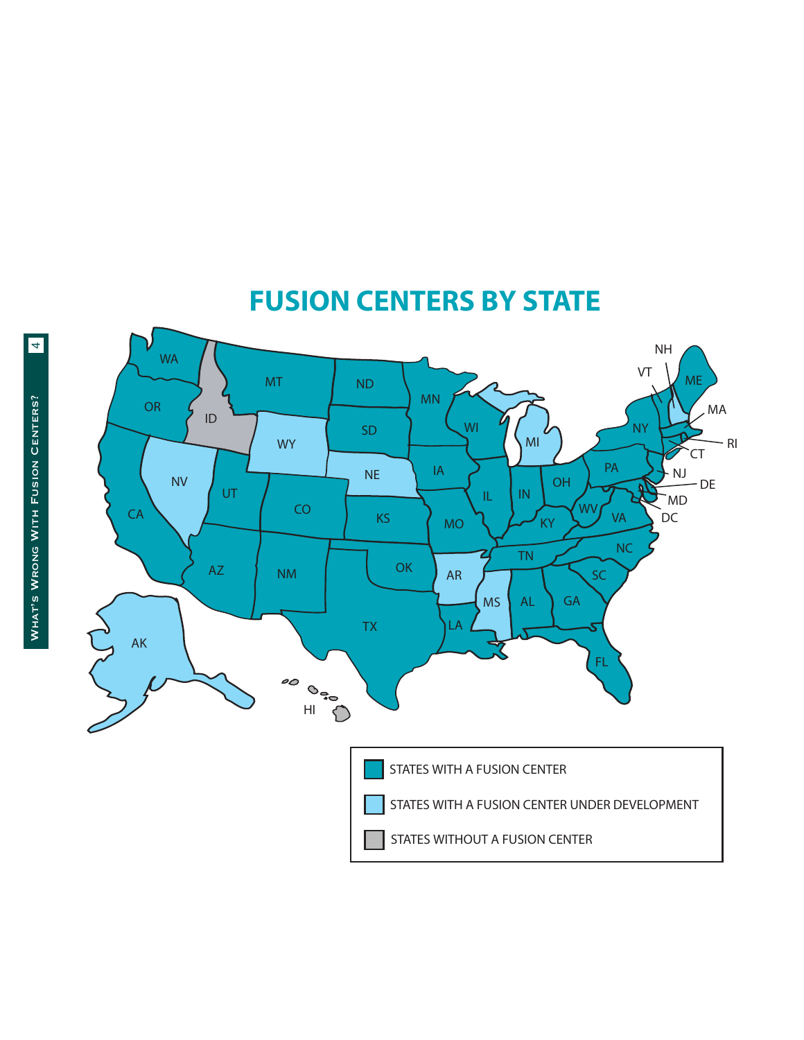# FUSION CENTERS BY STATE

STATES WITH A FUSION CENTER

STATES WITH A FUSION CENTER UNDER DEVELOPMENT

STATES WITHOUT A FUSION CENTER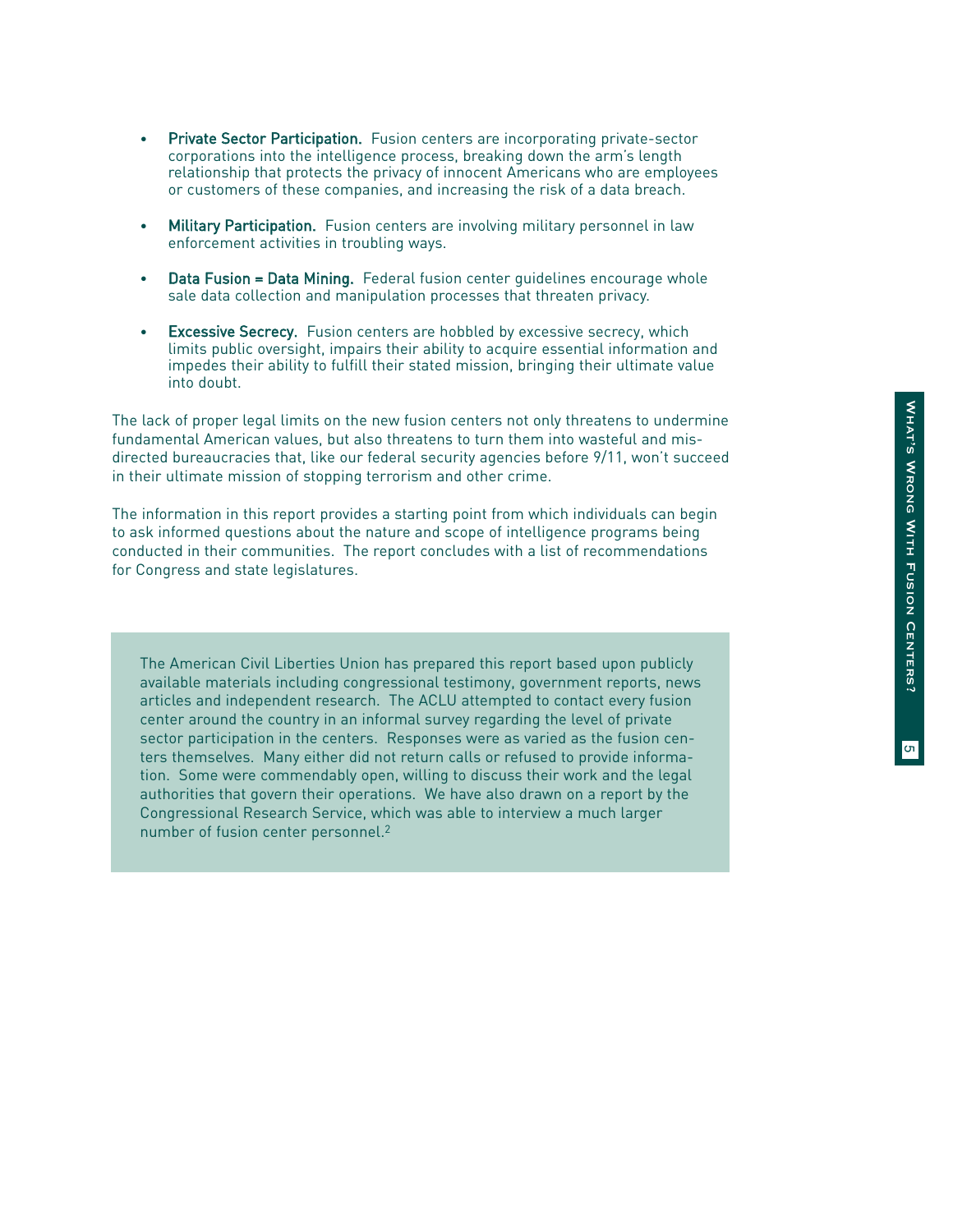- **Private Sector Participation.** Fusion centers are incorporating private-sector corporations into the intelligence process, breaking down the arm's length relationship that protects the privacy of innocent Americans who are employees or customers of these companies, and increasing the risk of a data breach.

- **Military Participation.** Fusion centers are involving military personnel in law enforcement activities in troubling ways.

- **Data Fusion = Data Mining.** Federal fusion center guidelines encourage whole sale data collection and manipulation processes that threaten privacy.

- **Excessive Secrecy.** Fusion centers are hobbled by excessive secrecy, which limits public oversight, impairs their ability to acquire essential information and impedes their ability to fulfill their stated mission, bringing their ultimate value into doubt.

The lack of proper legal limits on the new fusion centers not only threatens to undermine fundamental American values, but also threatens to turn them into wasteful and misdirected bureaucracies that, like our federal security agencies before 9/11, won't succeed in their ultimate mission of stopping terrorism and other crime.

The information in this report provides a starting point from which individuals can begin to ask informed questions about the nature and scope of intelligence programs being conducted in their communities. The report concludes with a list of recommendations for Congress and state legislatures.

> The American Civil Liberties Union has prepared this report based upon publicly available materials including congressional testimony, government reports, news articles and independent research. The ACLU attempted to contact every fusion center around the country in an informal survey regarding the level of private sector participation in the centers. Responses were as varied as the fusion centers themselves. Many either did not return calls or refused to provide information. Some were commendably open, willing to discuss their work and the legal authorities that govern their operations. We have also drawn on a report by the Congressional Research Service, which was able to interview a much larger number of fusion center personnel.[2]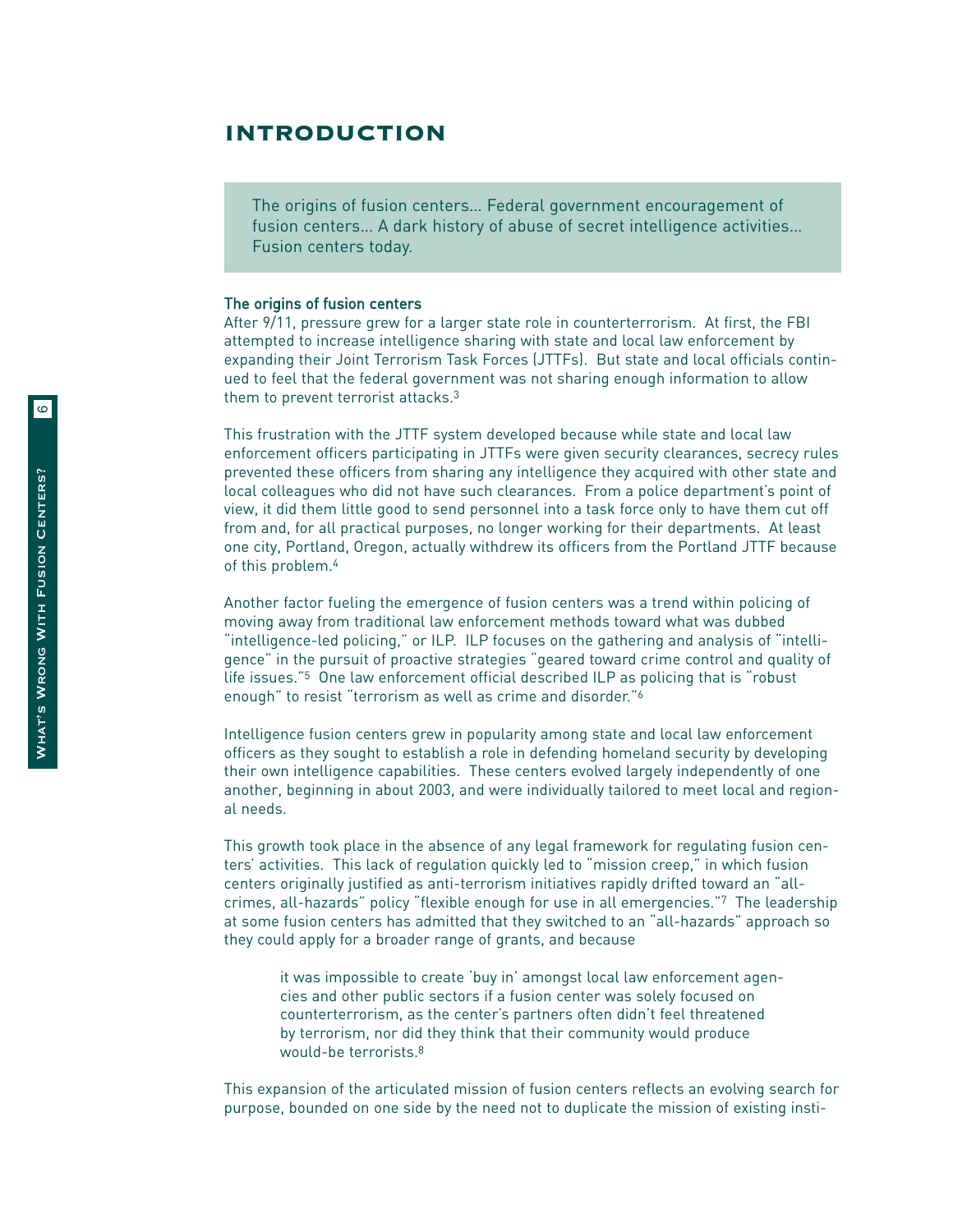## INTRODUCTION

> The origins of fusion centers… Federal government encouragement of fusion centers… A dark history of abuse of secret intelligence activities… Fusion centers today.

### The origins of fusion centers

After 9/11, pressure grew for a larger state role in counterterrorism. At first, the FBI attempted to increase intelligence sharing with state and local law enforcement by expanding their Joint Terrorism Task Forces (JTTFs). But state and local officials continued to feel that the federal government was not sharing enough information to allow them to prevent terrorist attacks.[3]

This frustration with the JTTF system developed because while state and local law enforcement officers participating in JTTFs were given security clearances, secrecy rules prevented these officers from sharing any intelligence they acquired with other state and local colleagues who did not have such clearances. From a police department's point of view, it did them little good to send personnel into a task force only to have them cut off from and, for all practical purposes, no longer working for their departments. At least one city, Portland, Oregon, actually withdrew its officers from the Portland JTTF because of this problem.[4]

Another factor fueling the emergence of fusion centers was a trend within policing of moving away from traditional law enforcement methods toward what was dubbed "intelligence-led policing," or ILP. ILP focuses on the gathering and analysis of "intelligence" in the pursuit of proactive strategies "geared toward crime control and quality of life issues."[5] One law enforcement official described ILP as policing that is "robust enough" to resist "terrorism as well as crime and disorder."[6]

Intelligence fusion centers grew in popularity among state and local law enforcement officers as they sought to establish a role in defending homeland security by developing their own intelligence capabilities. These centers evolved largely independently of one another, beginning in about 2003, and were individually tailored to meet local and regional needs.

This growth took place in the absence of any legal framework for regulating fusion centers' activities. This lack of regulation quickly led to "mission creep," in which fusion centers originally justified as anti-terrorism initiatives rapidly drifted toward an "all-crimes, all-hazards" policy "flexible enough for use in all emergencies."[7] The leadership at some fusion centers has admitted that they switched to an "all-hazards" approach so they could apply for a broader range of grants, and because

> it was impossible to create 'buy in' amongst local law enforcement agencies and other public sectors if a fusion center was solely focused on counterterrorism, as the center's partners often didn't feel threatened by terrorism, nor did they think that their community would produce would-be terrorists.[8]

This expansion of the articulated mission of fusion centers reflects an evolving search for purpose, bounded on one side by the need not to duplicate the mission of existing insti-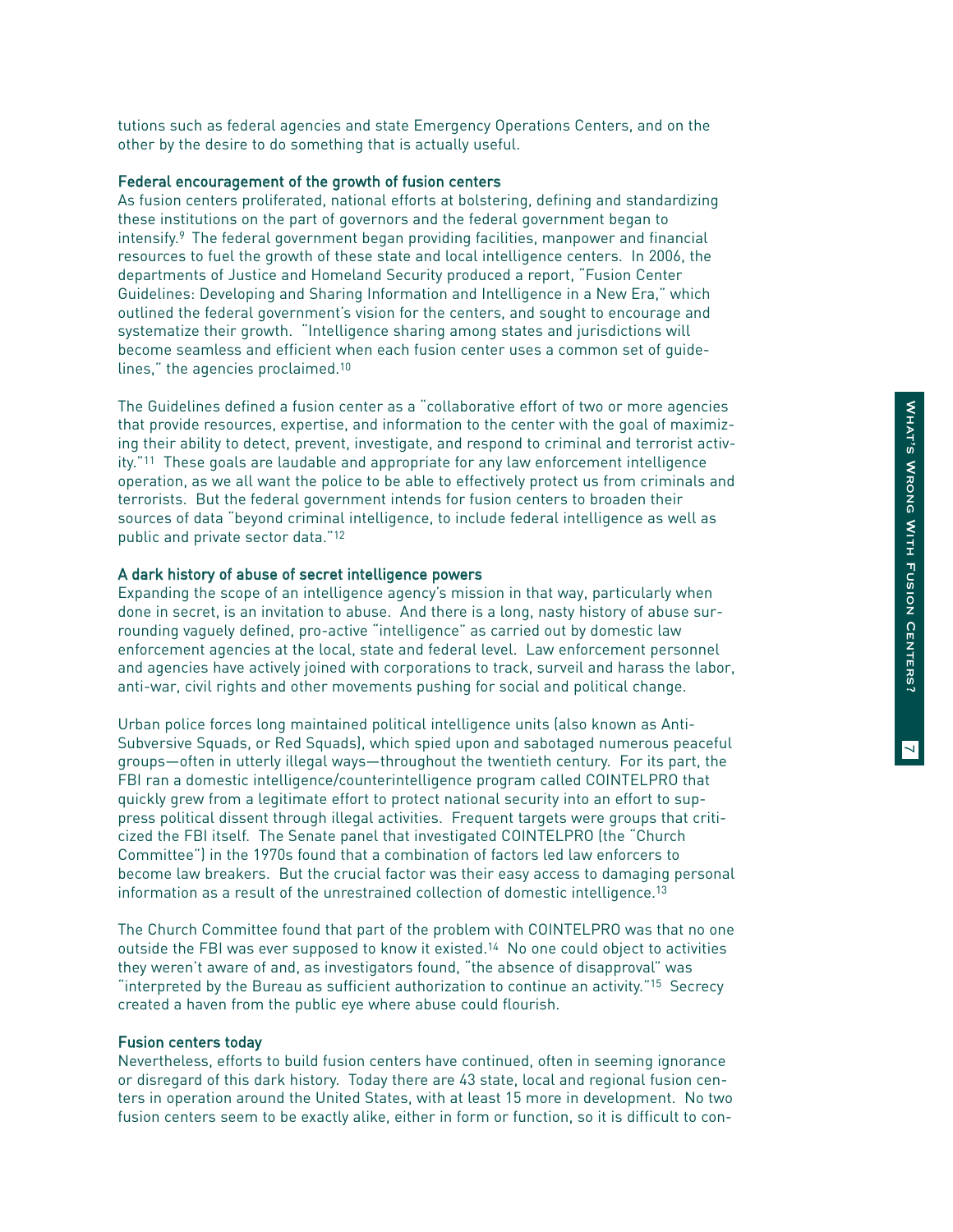tutions such as federal agencies and state Emergency Operations Centers, and on the other by the desire to do something that is actually useful.

### Federal encouragement of the growth of fusion centers

As fusion centers proliferated, national efforts at bolstering, defining and standardizing these institutions on the part of governors and the federal government began to intensify.[9] The federal government began providing facilities, manpower and financial resources to fuel the growth of these state and local intelligence centers. In 2006, the departments of Justice and Homeland Security produced a report, "Fusion Center Guidelines: Developing and Sharing Information and Intelligence in a New Era," which outlined the federal government's vision for the centers, and sought to encourage and systematize their growth. "Intelligence sharing among states and jurisdictions will become seamless and efficient when each fusion center uses a common set of guidelines," the agencies proclaimed.[10]

The Guidelines defined a fusion center as a "collaborative effort of two or more agencies that provide resources, expertise, and information to the center with the goal of maximizing their ability to detect, prevent, investigate, and respond to criminal and terrorist activity."[11] These goals are laudable and appropriate for any law enforcement intelligence operation, as we all want the police to be able to effectively protect us from criminals and terrorists. But the federal government intends for fusion centers to broaden their sources of data "beyond criminal intelligence, to include federal intelligence as well as public and private sector data."[12]

### A dark history of abuse of secret intelligence powers

Expanding the scope of an intelligence agency's mission in that way, particularly when done in secret, is an invitation to abuse. And there is a long, nasty history of abuse surrounding vaguely defined, pro-active "intelligence" as carried out by domestic law enforcement agencies at the local, state and federal level. Law enforcement personnel and agencies have actively joined with corporations to track, surveil and harass the labor, anti-war, civil rights and other movements pushing for social and political change.

Urban police forces long maintained political intelligence units (also known as Anti-Subversive Squads, or Red Squads), which spied upon and sabotaged numerous peaceful groups—often in utterly illegal ways—throughout the twentieth century. For its part, the FBI ran a domestic intelligence/counterintelligence program called COINTELPRO that quickly grew from a legitimate effort to protect national security into an effort to suppress political dissent through illegal activities. Frequent targets were groups that criticized the FBI itself. The Senate panel that investigated COINTELPRO (the "Church Committee") in the 1970s found that a combination of factors led law enforcers to become law breakers. But the crucial factor was their easy access to damaging personal information as a result of the unrestrained collection of domestic intelligence.[13]

The Church Committee found that part of the problem with COINTELPRO was that no one outside the FBI was ever supposed to know it existed.[14] No one could object to activities they weren't aware of and, as investigators found, "the absence of disapproval" was "interpreted by the Bureau as sufficient authorization to continue an activity."[15] Secrecy created a haven from the public eye where abuse could flourish.

### Fusion centers today

Nevertheless, efforts to build fusion centers have continued, often in seeming ignorance or disregard of this dark history. Today there are 43 state, local and regional fusion centers in operation around the United States, with at least 15 more in development. No two fusion centers seem to be exactly alike, either in form or function, so it is difficult to con-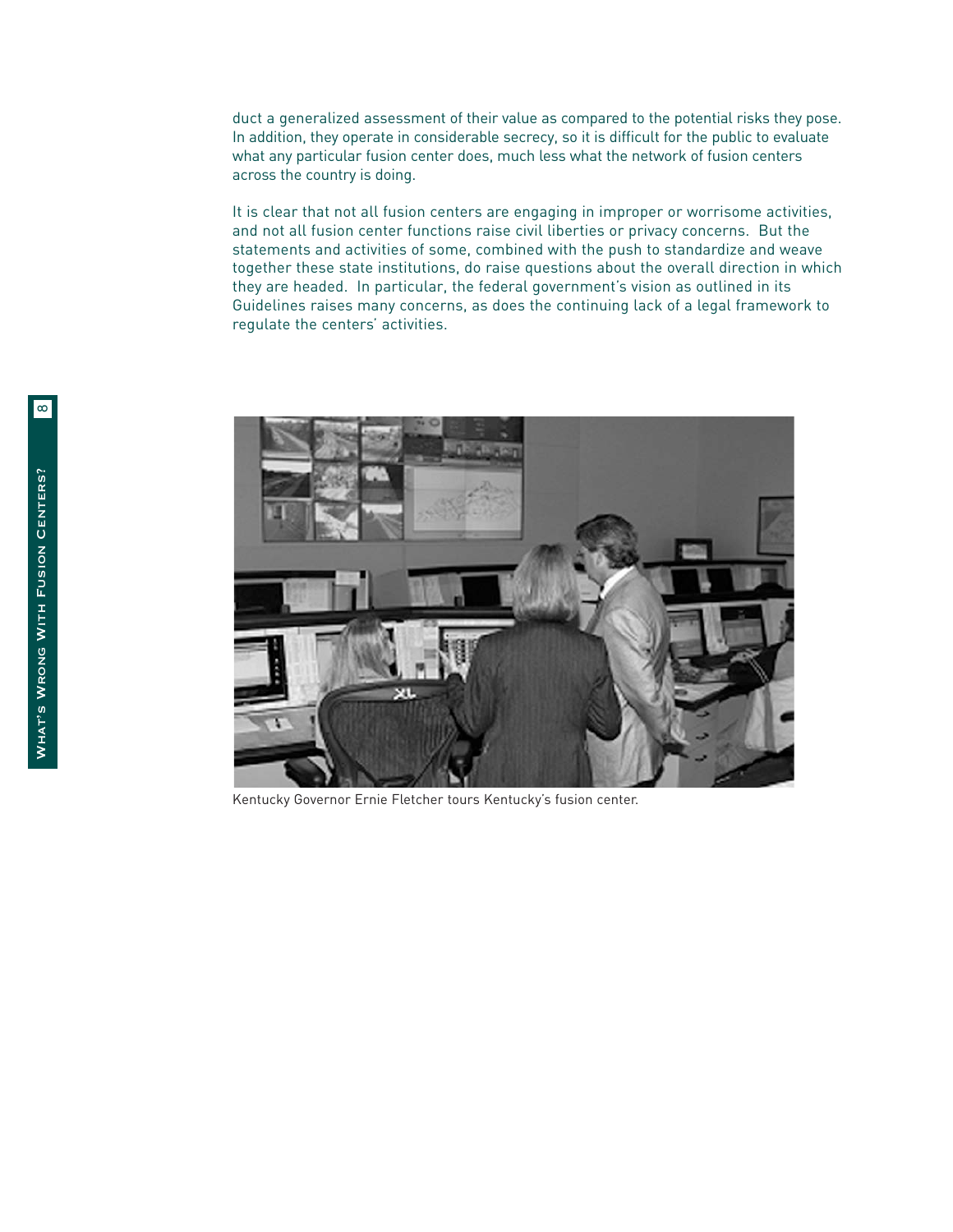duct a generalized assessment of their value as compared to the potential risks they pose. In addition, they operate in considerable secrecy, so it is difficult for the public to evaluate what any particular fusion center does, much less what the network of fusion centers across the country is doing.

It is clear that not all fusion centers are engaging in improper or worrisome activities, and not all fusion center functions raise civil liberties or privacy concerns. But the statements and activities of some, combined with the push to standardize and weave together these state institutions, do raise questions about the overall direction in which they are headed. In particular, the federal government's vision as outlined in its Guidelines raises many concerns, as does the continuing lack of a legal framework to regulate the centers' activities.

Kentucky Governor Ernie Fletcher tours Kentucky's fusion center.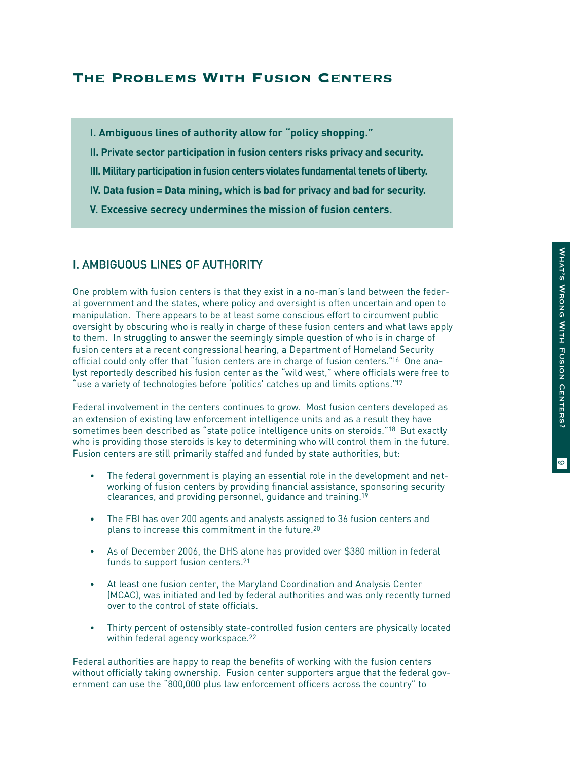# The Problems With Fusion Centers

**I. Ambiguous lines of authority allow for "policy shopping."**

**II. Private sector participation in fusion centers risks privacy and security.**

**III. Military participation in fusion centers violates fundamental tenets of liberty.**

**IV. Data fusion = Data mining, which is bad for privacy and bad for security.**

**V. Excessive secrecy undermines the mission of fusion centers.**

## I. AMBIGUOUS LINES OF AUTHORITY

One problem with fusion centers is that they exist in a no-man's land between the federal government and the states, where policy and oversight is often uncertain and open to manipulation. There appears to be at least some conscious effort to circumvent public oversight by obscuring who is really in charge of these fusion centers and what laws apply to them. In struggling to answer the seemingly simple question of who is in charge of fusion centers at a recent congressional hearing, a Department of Homeland Security official could only offer that "fusion centers are in charge of fusion centers."[16] One analyst reportedly described his fusion center as the "wild west," where officials were free to "use a variety of technologies before 'politics' catches up and limits options."[17]

Federal involvement in the centers continues to grow. Most fusion centers developed as an extension of existing law enforcement intelligence units and as a result they have sometimes been described as "state police intelligence units on steroids."[18] But exactly who is providing those steroids is key to determining who will control them in the future. Fusion centers are still primarily staffed and funded by state authorities, but:

- The federal government is playing an essential role in the development and networking of fusion centers by providing financial assistance, sponsoring security clearances, and providing personnel, guidance and training.[19]
- The FBI has over 200 agents and analysts assigned to 36 fusion centers and plans to increase this commitment in the future.[20]
- As of December 2006, the DHS alone has provided over $380 million in federal funds to support fusion centers.[21]
- At least one fusion center, the Maryland Coordination and Analysis Center (MCAC), was initiated and led by federal authorities and was only recently turned over to the control of state officials.
- Thirty percent of ostensibly state-controlled fusion centers are physically located within federal agency workspace.[22]

Federal authorities are happy to reap the benefits of working with the fusion centers without officially taking ownership. Fusion center supporters argue that the federal government can use the "800,000 plus law enforcement officers across the country" to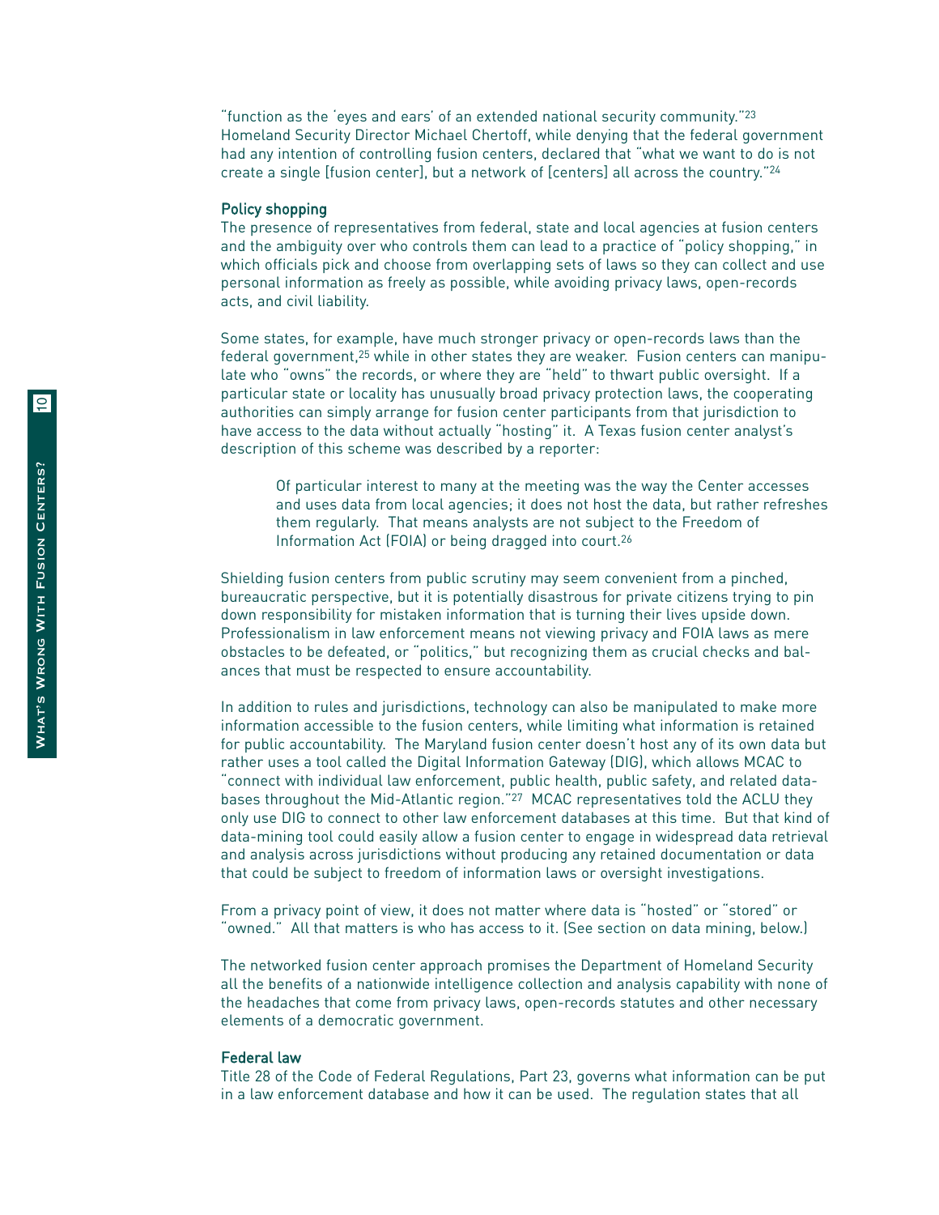"function as the 'eyes and ears' of an extended national security community."[23] Homeland Security Director Michael Chertoff, while denying that the federal government had any intention of controlling fusion centers, declared that "what we want to do is not create a single [fusion center], but a network of [centers] all across the country."[24]

### Policy shopping

The presence of representatives from federal, state and local agencies at fusion centers and the ambiguity over who controls them can lead to a practice of "policy shopping," in which officials pick and choose from overlapping sets of laws so they can collect and use personal information as freely as possible, while avoiding privacy laws, open-records acts, and civil liability.

Some states, for example, have much stronger privacy or open-records laws than the federal government,[25] while in other states they are weaker. Fusion centers can manipulate who "owns" the records, or where they are "held" to thwart public oversight. If a particular state or locality has unusually broad privacy protection laws, the cooperating authorities can simply arrange for fusion center participants from that jurisdiction to have access to the data without actually "hosting" it. A Texas fusion center analyst's description of this scheme was described by a reporter:

> Of particular interest to many at the meeting was the way the Center accesses and uses data from local agencies; it does not host the data, but rather refreshes them regularly. That means analysts are not subject to the Freedom of Information Act (FOIA) or being dragged into court.[26]

Shielding fusion centers from public scrutiny may seem convenient from a pinched, bureaucratic perspective, but it is potentially disastrous for private citizens trying to pin down responsibility for mistaken information that is turning their lives upside down. Professionalism in law enforcement means not viewing privacy and FOIA laws as mere obstacles to be defeated, or "politics," but recognizing them as crucial checks and balances that must be respected to ensure accountability.

In addition to rules and jurisdictions, technology can also be manipulated to make more information accessible to the fusion centers, while limiting what information is retained for public accountability. The Maryland fusion center doesn't host any of its own data but rather uses a tool called the Digital Information Gateway (DIG), which allows MCAC to "connect with individual law enforcement, public health, public safety, and related databases throughout the Mid-Atlantic region."[27] MCAC representatives told the ACLU they only use DIG to connect to other law enforcement databases at this time. But that kind of data-mining tool could easily allow a fusion center to engage in widespread data retrieval and analysis across jurisdictions without producing any retained documentation or data that could be subject to freedom of information laws or oversight investigations.

From a privacy point of view, it does not matter where data is "hosted" or "stored" or "owned." All that matters is who has access to it. (See section on data mining, below.)

The networked fusion center approach promises the Department of Homeland Security all the benefits of a nationwide intelligence collection and analysis capability with none of the headaches that come from privacy laws, open-records statutes and other necessary elements of a democratic government.

### Federal law

Title 28 of the Code of Federal Regulations, Part 23, governs what information can be put in a law enforcement database and how it can be used. The regulation states that all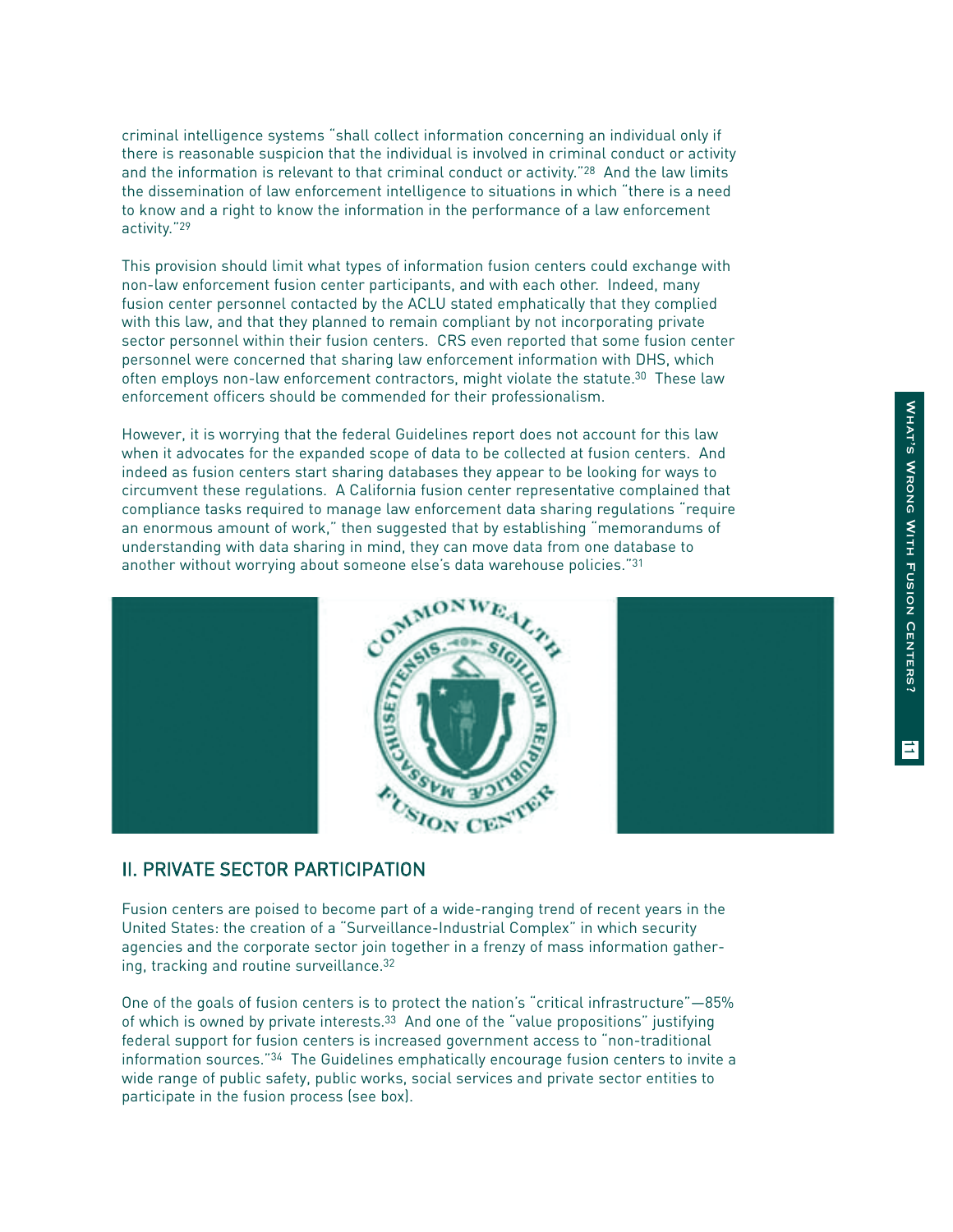criminal intelligence systems "shall collect information concerning an individual only if there is reasonable suspicion that the individual is involved in criminal conduct or activity and the information is relevant to that criminal conduct or activity."[28] And the law limits the dissemination of law enforcement intelligence to situations in which "there is a need to know and a right to know the information in the performance of a law enforcement activity."[29]

This provision should limit what types of information fusion centers could exchange with non-law enforcement fusion center participants, and with each other. Indeed, many fusion center personnel contacted by the ACLU stated emphatically that they complied with this law, and that they planned to remain compliant by not incorporating private sector personnel within their fusion centers. CRS even reported that some fusion center personnel were concerned that sharing law enforcement information with DHS, which often employs non-law enforcement contractors, might violate the statute.[30] These law enforcement officers should be commended for their professionalism.

However, it is worrying that the federal Guidelines report does not account for this law when it advocates for the expanded scope of data to be collected at fusion centers. And indeed as fusion centers start sharing databases they appear to be looking for ways to circumvent these regulations. A California fusion center representative complained that compliance tasks required to manage law enforcement data sharing regulations "require an enormous amount of work," then suggested that by establishing "memorandums of understanding with data sharing in mind, they can move data from one database to another without worrying about someone else's data warehouse policies."[31]

## II. PRIVATE SECTOR PARTICIPATION

Fusion centers are poised to become part of a wide-ranging trend of recent years in the United States: the creation of a "Surveillance-Industrial Complex" in which security agencies and the corporate sector join together in a frenzy of mass information gathering, tracking and routine surveillance.[32]

One of the goals of fusion centers is to protect the nation's "critical infrastructure"—85% of which is owned by private interests.[33] And one of the "value propositions" justifying federal support for fusion centers is increased government access to "non-traditional information sources."[34] The Guidelines emphatically encourage fusion centers to invite a wide range of public safety, public works, social services and private sector entities to participate in the fusion process (see box).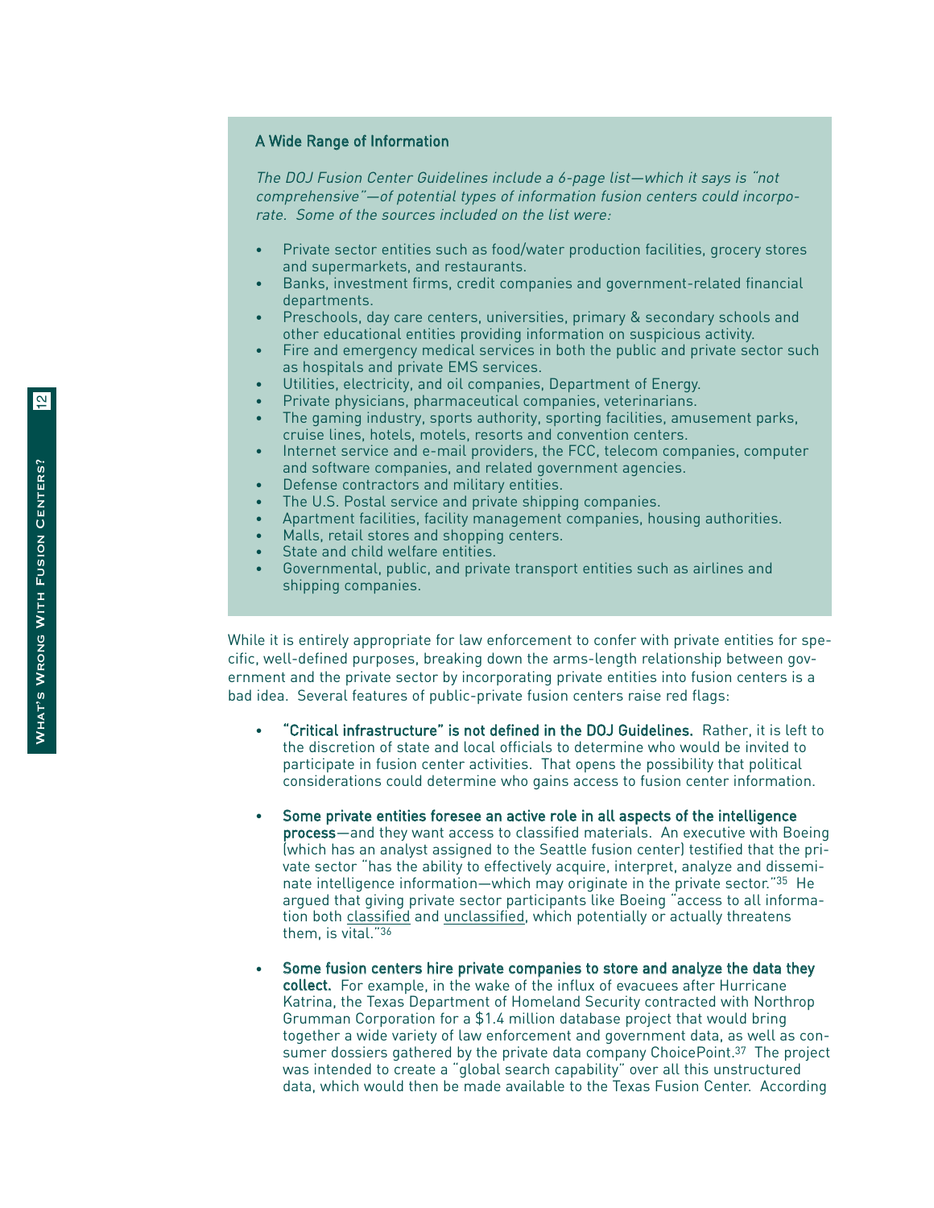### A Wide Range of Information

*The DOJ Fusion Center Guidelines include a 6-page list—which it says is "not comprehensive"—of potential types of information fusion centers could incorporate. Some of the sources included on the list were:*

- Private sector entities such as food/water production facilities, grocery stores and supermarkets, and restaurants.
- Banks, investment firms, credit companies and government-related financial departments.
- Preschools, day care centers, universities, primary & secondary schools and other educational entities providing information on suspicious activity.
- Fire and emergency medical services in both the public and private sector such as hospitals and private EMS services.
- Utilities, electricity, and oil companies, Department of Energy.
- Private physicians, pharmaceutical companies, veterinarians.
- The gaming industry, sports authority, sporting facilities, amusement parks, cruise lines, hotels, motels, resorts and convention centers.
- Internet service and e-mail providers, the FCC, telecom companies, computer and software companies, and related government agencies.
- Defense contractors and military entities.
- The U.S. Postal service and private shipping companies.
- Apartment facilities, facility management companies, housing authorities.
- Malls, retail stores and shopping centers.
- State and child welfare entities.
- Governmental, public, and private transport entities such as airlines and shipping companies.

While it is entirely appropriate for law enforcement to confer with private entities for specific, well-defined purposes, breaking down the arms-length relationship between government and the private sector by incorporating private entities into fusion centers is a bad idea. Several features of public-private fusion centers raise red flags:

- **"Critical infrastructure" is not defined in the DOJ Guidelines.** Rather, it is left to the discretion of state and local officials to determine who would be invited to participate in fusion center activities. That opens the possibility that political considerations could determine who gains access to fusion center information.

- **Some private entities foresee an active role in all aspects of the intelligence process**—and they want access to classified materials. An executive with Boeing (which has an analyst assigned to the Seattle fusion center) testified that the private sector "has the ability to effectively acquire, interpret, analyze and disseminate intelligence information—which may originate in the private sector."[35] He argued that giving private sector participants like Boeing "access to all information both classified and unclassified, which potentially or actually threatens them, is vital."[36]

- **Some fusion centers hire private companies to store and analyze the data they collect.** For example, in the wake of the influx of evacuees after Hurricane Katrina, the Texas Department of Homeland Security contracted with Northrop Grumman Corporation for a $1.4 million database project that would bring together a wide variety of law enforcement and government data, as well as consumer dossiers gathered by the private data company ChoicePoint.[37] The project was intended to create a "global search capability" over all this unstructured data, which would then be made available to the Texas Fusion Center. According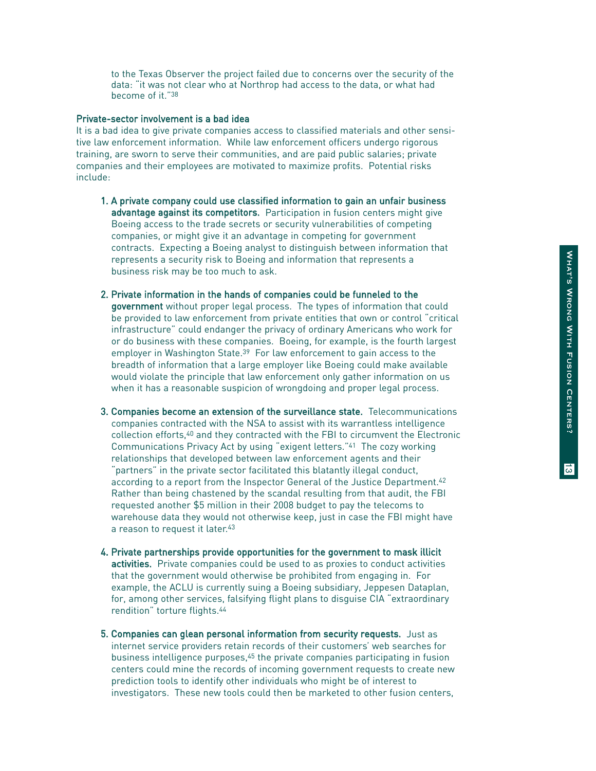to the Texas Observer the project failed due to concerns over the security of the data: "it was not clear who at Northrop had access to the data, or what had become of it."[38]

### Private-sector involvement is a bad idea

It is a bad idea to give private companies access to classified materials and other sensitive law enforcement information. While law enforcement officers undergo rigorous training, are sworn to serve their communities, and are paid public salaries; private companies and their employees are motivated to maximize profits. Potential risks include:

1. **A private company could use classified information to gain an unfair business advantage against its competitors.** Participation in fusion centers might give Boeing access to the trade secrets or security vulnerabilities of competing companies, or might give it an advantage in competing for government contracts. Expecting a Boeing analyst to distinguish between information that represents a security risk to Boeing and information that represents a business risk may be too much to ask.

2. **Private information in the hands of companies could be funneled to the government** without proper legal process. The types of information that could be provided to law enforcement from private entities that own or control "critical infrastructure" could endanger the privacy of ordinary Americans who work for or do business with these companies. Boeing, for example, is the fourth largest employer in Washington State.[39] For law enforcement to gain access to the breadth of information that a large employer like Boeing could make available would violate the principle that law enforcement only gather information on us when it has a reasonable suspicion of wrongdoing and proper legal process.

3. **Companies become an extension of the surveillance state.** Telecommunications companies contracted with the NSA to assist with its warrantless intelligence collection efforts,[40] and they contracted with the FBI to circumvent the Electronic Communications Privacy Act by using "exigent letters."[41] The cozy working relationships that developed between law enforcement agents and their "partners" in the private sector facilitated this blatantly illegal conduct, according to a report from the Inspector General of the Justice Department.[42] Rather than being chastened by the scandal resulting from that audit, the FBI requested another $5 million in their 2008 budget to pay the telecoms to warehouse data they would not otherwise keep, just in case the FBI might have a reason to request it later.[43]

4. **Private partnerships provide opportunities for the government to mask illicit activities.** Private companies could be used to as proxies to conduct activities that the government would otherwise be prohibited from engaging in. For example, the ACLU is currently suing a Boeing subsidiary, Jeppesen Dataplan, for, among other services, falsifying flight plans to disguise CIA "extraordinary rendition" torture flights.[44]

5. **Companies can glean personal information from security requests.** Just as internet service providers retain records of their customers' web searches for business intelligence purposes,[45] the private companies participating in fusion centers could mine the records of incoming government requests to create new prediction tools to identify other individuals who might be of interest to investigators. These new tools could then be marketed to other fusion centers,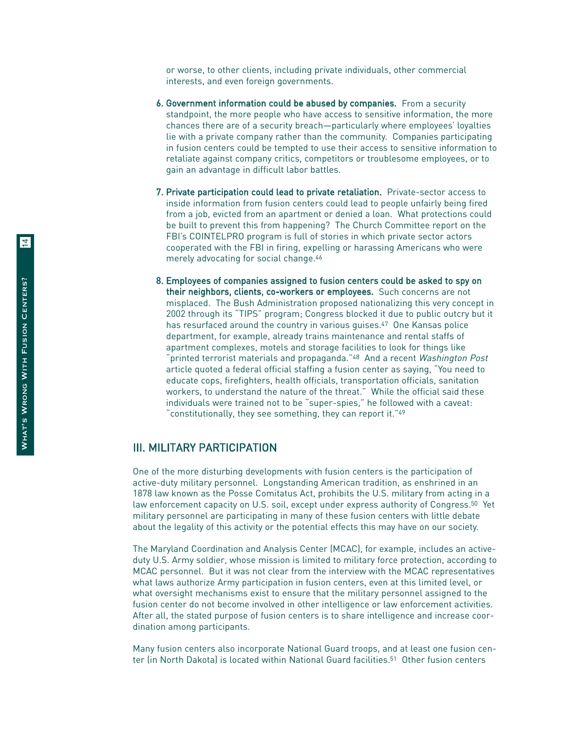or worse, to other clients, including private individuals, other commercial interests, and even foreign governments.

6. **Government information could be abused by companies.** From a security standpoint, the more people who have access to sensitive information, the more chances there are of a security breach—particularly where employees' loyalties lie with a private company rather than the community. Companies participating in fusion centers could be tempted to use their access to sensitive information to retaliate against company critics, competitors or troublesome employees, or to gain an advantage in difficult labor battles.

7. **Private participation could lead to private retaliation.** Private-sector access to inside information from fusion centers could lead to people unfairly being fired from a job, evicted from an apartment or denied a loan. What protections could be built to prevent this from happening? The Church Committee report on the FBI's COINTELPRO program is full of stories in which private sector actors cooperated with the FBI in firing, expelling or harassing Americans who were merely advocating for social change.[46]

8. **Employees of companies assigned to fusion centers could be asked to spy on their neighbors, clients, co-workers or employees.** Such concerns are not misplaced. The Bush Administration proposed nationalizing this very concept in 2002 through its "TIPS" program; Congress blocked it due to public outcry but it has resurfaced around the country in various guises.[47] One Kansas police department, for example, already trains maintenance and rental staffs of apartment complexes, motels and storage facilities to look for things like "printed terrorist materials and propaganda."[48] And a recent *Washington Post* article quoted a federal official staffing a fusion center as saying, "You need to educate cops, firefighters, health officials, transportation officials, sanitation workers, to understand the nature of the threat." While the official said these individuals were trained not to be "super-spies," he followed with a caveat: "constitutionally, they see something, they can report it."[49]

## III. MILITARY PARTICIPATION

One of the more disturbing developments with fusion centers is the participation of active-duty military personnel. Longstanding American tradition, as enshrined in an 1878 law known as the Posse Comitatus Act, prohibits the U.S. military from acting in a law enforcement capacity on U.S. soil, except under express authority of Congress.[50] Yet military personnel are participating in many of these fusion centers with little debate about the legality of this activity or the potential effects this may have on our society.

The Maryland Coordination and Analysis Center (MCAC), for example, includes an active-duty U.S. Army soldier, whose mission is limited to military force protection, according to MCAC personnel. But it was not clear from the interview with the MCAC representatives what laws authorize Army participation in fusion centers, even at this limited level, or what oversight mechanisms exist to ensure that the military personnel assigned to the fusion center do not become involved in other intelligence or law enforcement activities. After all, the stated purpose of fusion centers is to share intelligence and increase coordination among participants.

Many fusion centers also incorporate National Guard troops, and at least one fusion center (in North Dakota) is located within National Guard facilities.[51] Other fusion centers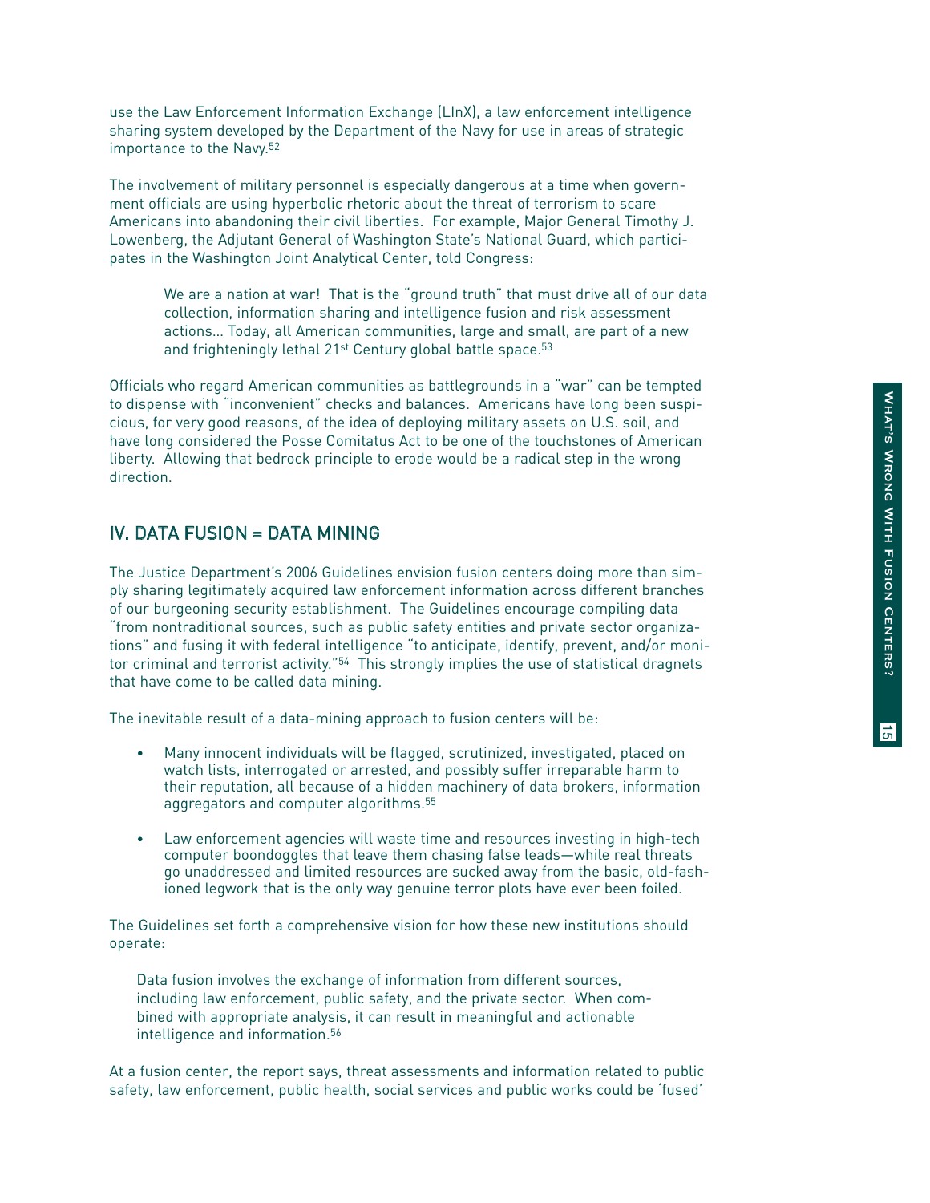use the Law Enforcement Information Exchange (LInX), a law enforcement intelligence sharing system developed by the Department of the Navy for use in areas of strategic importance to the Navy.[52]

The involvement of military personnel is especially dangerous at a time when government officials are using hyperbolic rhetoric about the threat of terrorism to scare Americans into abandoning their civil liberties. For example, Major General Timothy J. Lowenberg, the Adjutant General of Washington State's National Guard, which participates in the Washington Joint Analytical Center, told Congress:

> We are a nation at war! That is the "ground truth" that must drive all of our data collection, information sharing and intelligence fusion and risk assessment actions… Today, all American communities, large and small, are part of a new and frighteningly lethal 21st Century global battle space.[53]

Officials who regard American communities as battlegrounds in a "war" can be tempted to dispense with "inconvenient" checks and balances. Americans have long been suspicious, for very good reasons, of the idea of deploying military assets on U.S. soil, and have long considered the Posse Comitatus Act to be one of the touchstones of American liberty. Allowing that bedrock principle to erode would be a radical step in the wrong direction.

## IV. DATA FUSION = DATA MINING

The Justice Department's 2006 Guidelines envision fusion centers doing more than simply sharing legitimately acquired law enforcement information across different branches of our burgeoning security establishment. The Guidelines encourage compiling data "from nontraditional sources, such as public safety entities and private sector organizations" and fusing it with federal intelligence "to anticipate, identify, prevent, and/or monitor criminal and terrorist activity."[54] This strongly implies the use of statistical dragnets that have come to be called data mining.

The inevitable result of a data-mining approach to fusion centers will be:

- Many innocent individuals will be flagged, scrutinized, investigated, placed on watch lists, interrogated or arrested, and possibly suffer irreparable harm to their reputation, all because of a hidden machinery of data brokers, information aggregators and computer algorithms.[55]
- Law enforcement agencies will waste time and resources investing in high-tech computer boondoggles that leave them chasing false leads—while real threats go unaddressed and limited resources are sucked away from the basic, old-fashioned legwork that is the only way genuine terror plots have ever been foiled.

The Guidelines set forth a comprehensive vision for how these new institutions should operate:

> Data fusion involves the exchange of information from different sources, including law enforcement, public safety, and the private sector. When combined with appropriate analysis, it can result in meaningful and actionable intelligence and information.[56]

At a fusion center, the report says, threat assessments and information related to public safety, law enforcement, public health, social services and public works could be 'fused'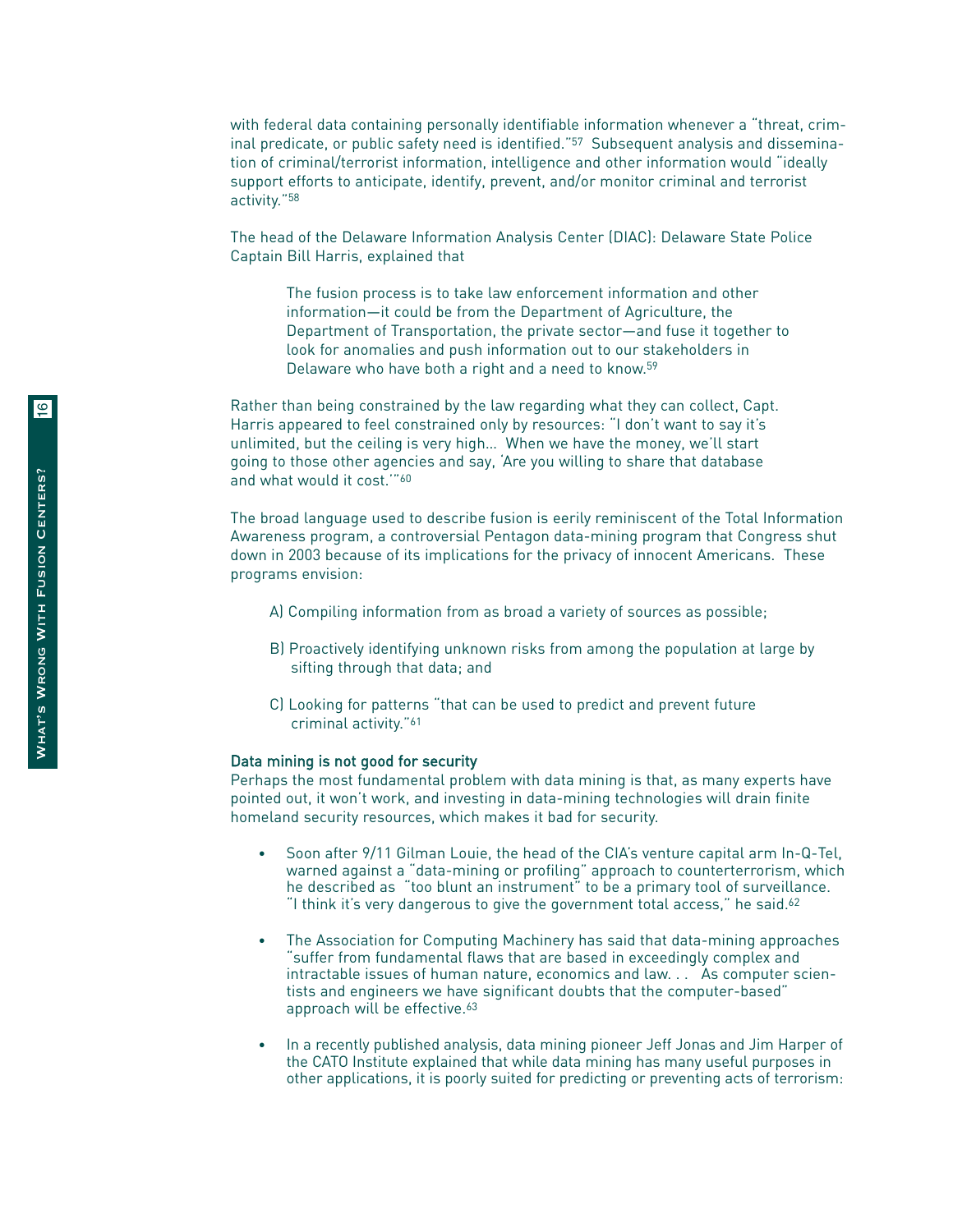with federal data containing personally identifiable information whenever a "threat, criminal predicate, or public safety need is identified."[57] Subsequent analysis and dissemination of criminal/terrorist information, intelligence and other information would "ideally support efforts to anticipate, identify, prevent, and/or monitor criminal and terrorist activity."[58]

The head of the Delaware Information Analysis Center (DIAC): Delaware State Police Captain Bill Harris, explained that

> The fusion process is to take law enforcement information and other information—it could be from the Department of Agriculture, the Department of Transportation, the private sector—and fuse it together to look for anomalies and push information out to our stakeholders in Delaware who have both a right and a need to know.[59]

Rather than being constrained by the law regarding what they can collect, Capt. Harris appeared to feel constrained only by resources: "I don't want to say it's unlimited, but the ceiling is very high… When we have the money, we'll start going to those other agencies and say, 'Are you willing to share that database and what would it cost.'"[60]

The broad language used to describe fusion is eerily reminiscent of the Total Information Awareness program, a controversial Pentagon data-mining program that Congress shut down in 2003 because of its implications for the privacy of innocent Americans. These programs envision:

A) Compiling information from as broad a variety of sources as possible;

B) Proactively identifying unknown risks from among the population at large by sifting through that data; and

C) Looking for patterns "that can be used to predict and prevent future criminal activity."[61]

### Data mining is not good for security

Perhaps the most fundamental problem with data mining is that, as many experts have pointed out, it won't work, and investing in data-mining technologies will drain finite homeland security resources, which makes it bad for security.

- Soon after 9/11 Gilman Louie, the head of the CIA's venture capital arm In-Q-Tel, warned against a "data-mining or profiling" approach to counterterrorism, which he described as "too blunt an instrument" to be a primary tool of surveillance. "I think it's very dangerous to give the government total access," he said.[62]

- The Association for Computing Machinery has said that data-mining approaches "suffer from fundamental flaws that are based in exceedingly complex and intractable issues of human nature, economics and law. . . As computer scientists and engineers we have significant doubts that the computer-based" approach will be effective.[63]

- In a recently published analysis, data mining pioneer Jeff Jonas and Jim Harper of the CATO Institute explained that while data mining has many useful purposes in other applications, it is poorly suited for predicting or preventing acts of terrorism: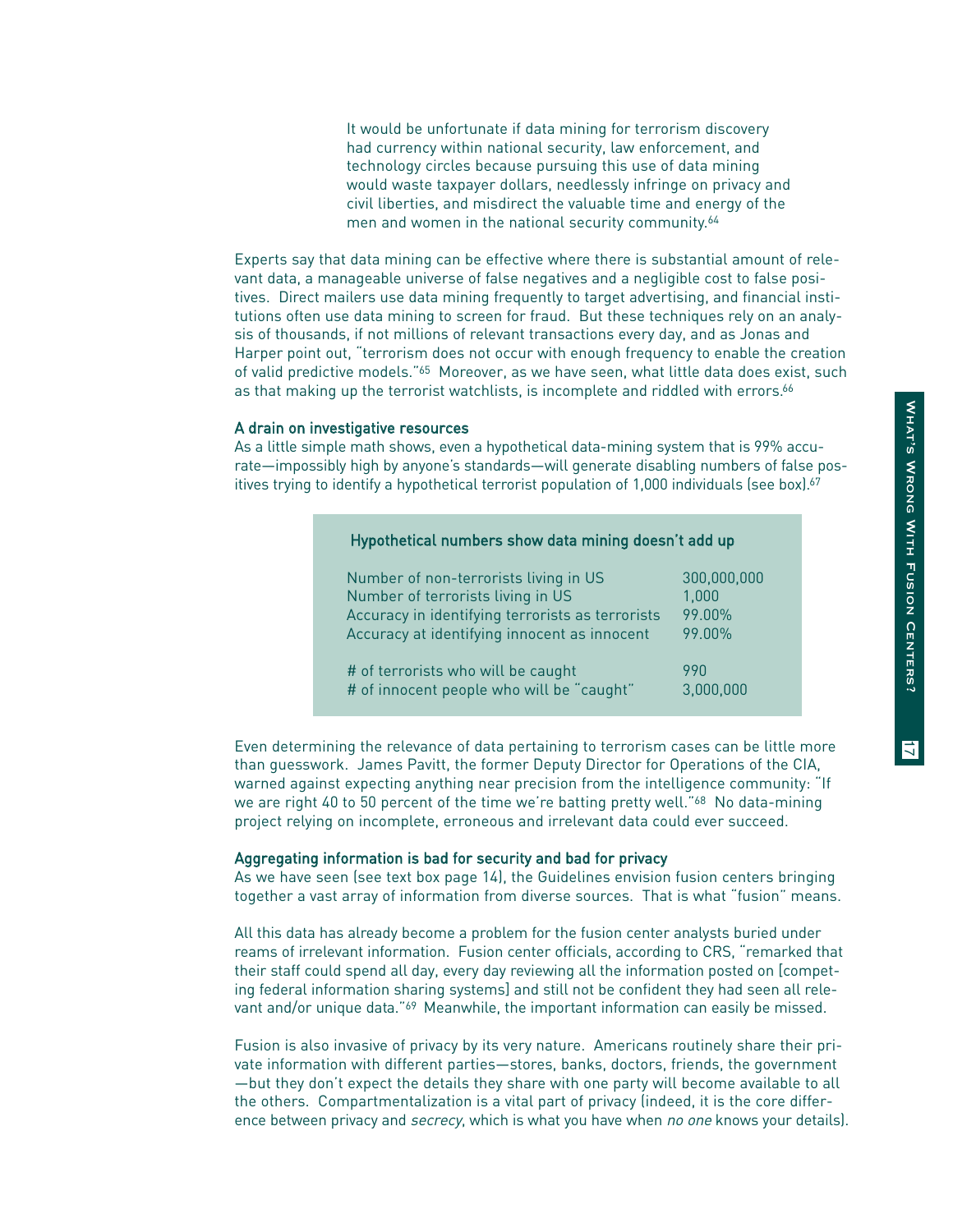> It would be unfortunate if data mining for terrorism discovery had currency within national security, law enforcement, and technology circles because pursuing this use of data mining would waste taxpayer dollars, needlessly infringe on privacy and civil liberties, and misdirect the valuable time and energy of the men and women in the national security community.[64]

Experts say that data mining can be effective where there is substantial amount of relevant data, a manageable universe of false negatives and a negligible cost to false positives. Direct mailers use data mining frequently to target advertising, and financial institutions often use data mining to screen for fraud. But these techniques rely on an analysis of thousands, if not millions of relevant transactions every day, and as Jonas and Harper point out, "terrorism does not occur with enough frequency to enable the creation of valid predictive models."[65] Moreover, as we have seen, what little data does exist, such as that making up the terrorist watchlists, is incomplete and riddled with errors.[66]

### A drain on investigative resources

As a little simple math shows, even a hypothetical data-mining system that is 99% accurate—impossibly high by anyone's standards—will generate disabling numbers of false positives trying to identify a hypothetical terrorist population of 1,000 individuals (see box).[67]

**Hypothetical numbers show data mining doesn't add up**

| | |
|---|---|
| Number of non-terrorists living in US | 300,000,000 |
| Number of terrorists living in US | 1,000 |
| Accuracy in identifying terrorists as terrorists | 99.00% |
| Accuracy at identifying innocent as innocent | 99.00% |
| # of terrorists who will be caught | 990 |
| # of innocent people who will be "caught" | 3,000,000 |

Even determining the relevance of data pertaining to terrorism cases can be little more than guesswork. James Pavitt, the former Deputy Director for Operations of the CIA, warned against expecting anything near precision from the intelligence community: "If we are right 40 to 50 percent of the time we're batting pretty well."[68] No data-mining project relying on incomplete, erroneous and irrelevant data could ever succeed.

### Aggregating information is bad for security and bad for privacy

As we have seen (see text box page 14), the Guidelines envision fusion centers bringing together a vast array of information from diverse sources. That is what "fusion" means.

All this data has already become a problem for the fusion center analysts buried under reams of irrelevant information. Fusion center officials, according to CRS, "remarked that their staff could spend all day, every day reviewing all the information posted on [competing federal information sharing systems] and still not be confident they had seen all relevant and/or unique data."[69] Meanwhile, the important information can easily be missed.

Fusion is also invasive of privacy by its very nature. Americans routinely share their private information with different parties—stores, banks, doctors, friends, the government—but they don't expect the details they share with one party will become available to all the others. Compartmentalization is a vital part of privacy (indeed, it is the core difference between privacy and *secrecy*, which is what you have when *no one* knows your details).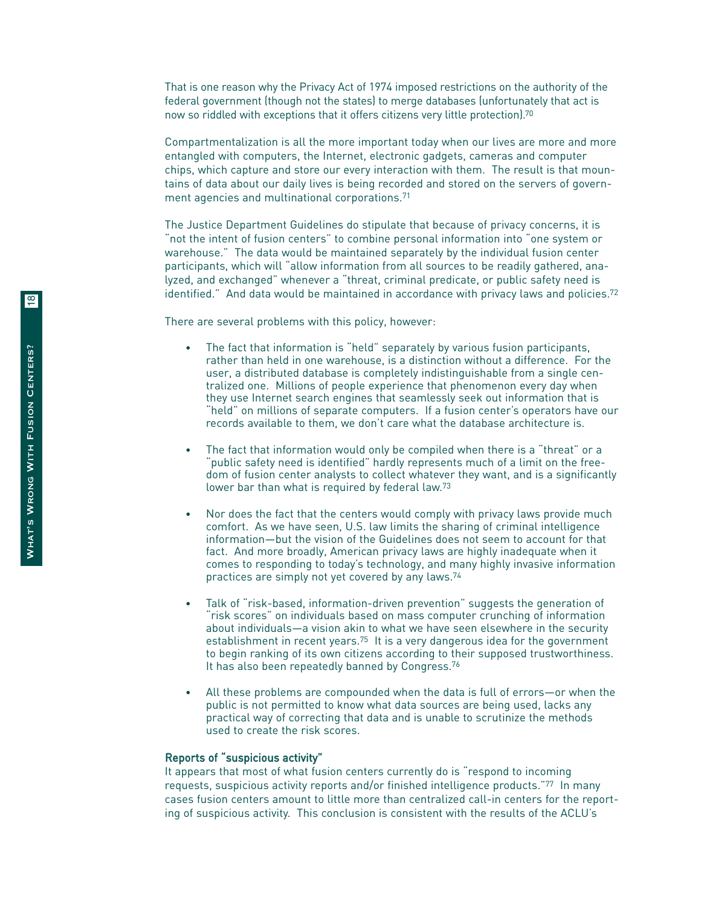That is one reason why the Privacy Act of 1974 imposed restrictions on the authority of the federal government (though not the states) to merge databases (unfortunately that act is now so riddled with exceptions that it offers citizens very little protection).[70]

Compartmentalization is all the more important today when our lives are more and more entangled with computers, the Internet, electronic gadgets, cameras and computer chips, which capture and store our every interaction with them. The result is that mountains of data about our daily lives is being recorded and stored on the servers of government agencies and multinational corporations.[71]

The Justice Department Guidelines do stipulate that because of privacy concerns, it is "not the intent of fusion centers" to combine personal information into "one system or warehouse." The data would be maintained separately by the individual fusion center participants, which will "allow information from all sources to be readily gathered, analyzed, and exchanged" whenever a "threat, criminal predicate, or public safety need is identified." And data would be maintained in accordance with privacy laws and policies.[72]

There are several problems with this policy, however:

- The fact that information is "held" separately by various fusion participants, rather than held in one warehouse, is a distinction without a difference. For the user, a distributed database is completely indistinguishable from a single centralized one. Millions of people experience that phenomenon every day when they use Internet search engines that seamlessly seek out information that is "held" on millions of separate computers. If a fusion center's operators have our records available to them, we don't care what the database architecture is.

- The fact that information would only be compiled when there is a "threat" or a "public safety need is identified" hardly represents much of a limit on the freedom of fusion center analysts to collect whatever they want, and is a significantly lower bar than what is required by federal law.[73]

- Nor does the fact that the centers would comply with privacy laws provide much comfort. As we have seen, U.S. law limits the sharing of criminal intelligence information—but the vision of the Guidelines does not seem to account for that fact. And more broadly, American privacy laws are highly inadequate when it comes to responding to today's technology, and many highly invasive information practices are simply not yet covered by any laws.[74]

- Talk of "risk-based, information-driven prevention" suggests the generation of "risk scores" on individuals based on mass computer crunching of information about individuals—a vision akin to what we have seen elsewhere in the security establishment in recent years.[75] It is a very dangerous idea for the government to begin ranking of its own citizens according to their supposed trustworthiness. It has also been repeatedly banned by Congress.[76]

- All these problems are compounded when the data is full of errors—or when the public is not permitted to know what data sources are being used, lacks any practical way of correcting that data and is unable to scrutinize the methods used to create the risk scores.

### Reports of "suspicious activity"

It appears that most of what fusion centers currently do is "respond to incoming requests, suspicious activity reports and/or finished intelligence products."[77] In many cases fusion centers amount to little more than centralized call-in centers for the reporting of suspicious activity. This conclusion is consistent with the results of the ACLU's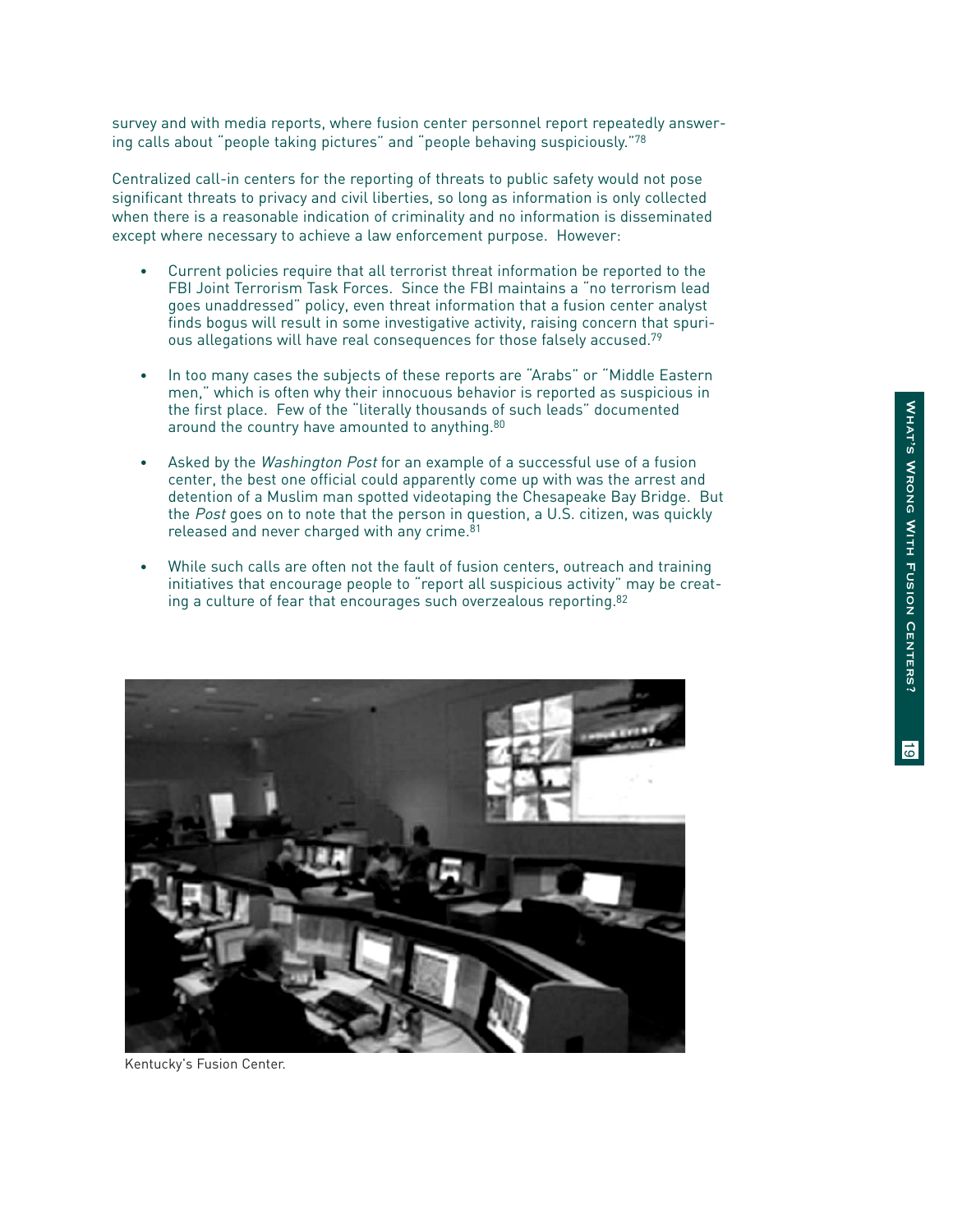survey and with media reports, where fusion center personnel report repeatedly answering calls about "people taking pictures" and "people behaving suspiciously."[78]

Centralized call-in centers for the reporting of threats to public safety would not pose significant threats to privacy and civil liberties, so long as information is only collected when there is a reasonable indication of criminality and no information is disseminated except where necessary to achieve a law enforcement purpose. However:

- Current policies require that all terrorist threat information be reported to the FBI Joint Terrorism Task Forces. Since the FBI maintains a "no terrorism lead goes unaddressed" policy, even threat information that a fusion center analyst finds bogus will result in some investigative activity, raising concern that spurious allegations will have real consequences for those falsely accused.[79]

- In too many cases the subjects of these reports are "Arabs" or "Middle Eastern men," which is often why their innocuous behavior is reported as suspicious in the first place. Few of the "literally thousands of such leads" documented around the country have amounted to anything.[80]

- Asked by the *Washington Post* for an example of a successful use of a fusion center, the best one official could apparently come up with was the arrest and detention of a Muslim man spotted videotaping the Chesapeake Bay Bridge. But the *Post* goes on to note that the person in question, a U.S. citizen, was quickly released and never charged with any crime.[81]

- While such calls are often not the fault of fusion centers, outreach and training initiatives that encourage people to "report all suspicious activity" may be creating a culture of fear that encourages such overzealous reporting.[82]

Kentucky's Fusion Center.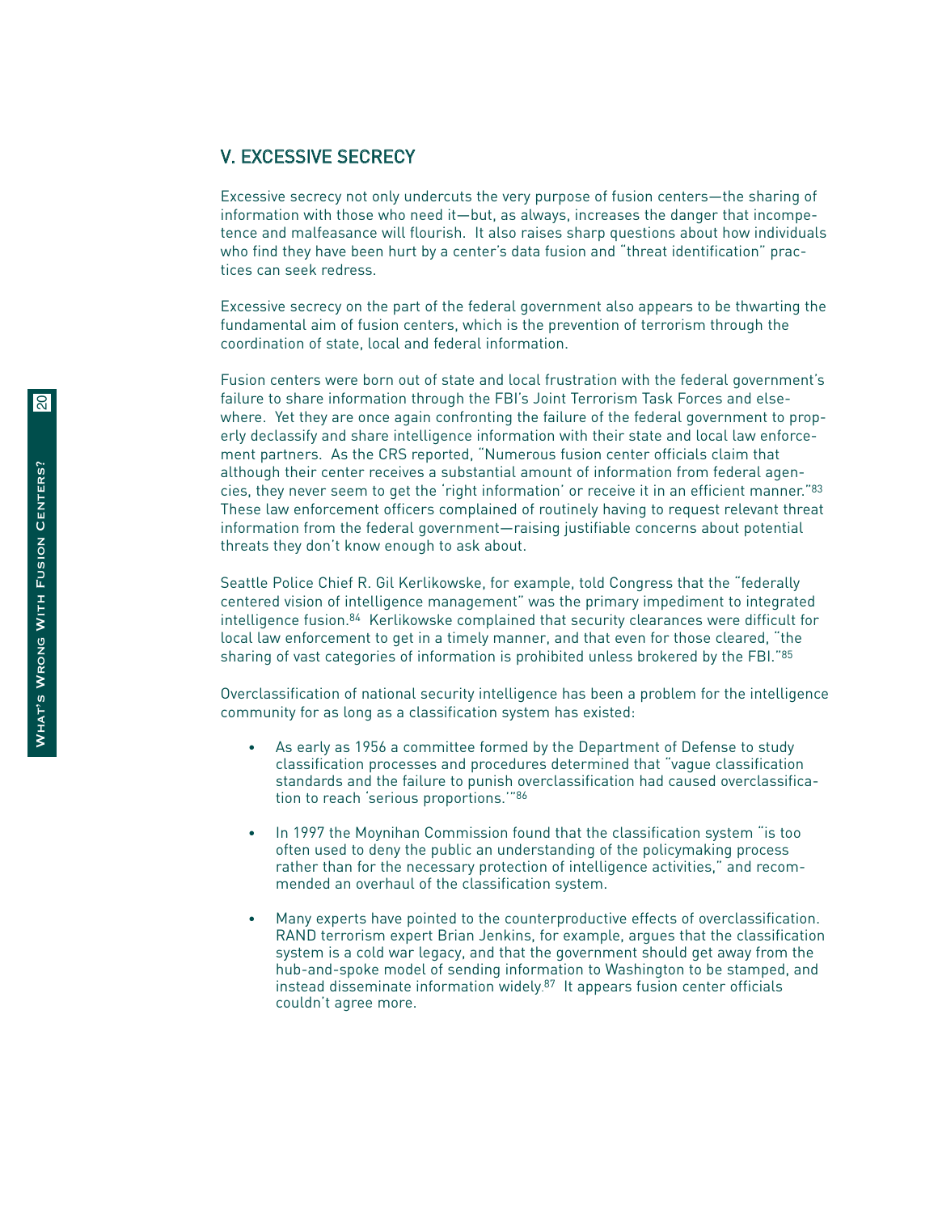## V. EXCESSIVE SECRECY

Excessive secrecy not only undercuts the very purpose of fusion centers—the sharing of information with those who need it—but, as always, increases the danger that incompetence and malfeasance will flourish. It also raises sharp questions about how individuals who find they have been hurt by a center's data fusion and "threat identification" practices can seek redress.

Excessive secrecy on the part of the federal government also appears to be thwarting the fundamental aim of fusion centers, which is the prevention of terrorism through the coordination of state, local and federal information.

Fusion centers were born out of state and local frustration with the federal government's failure to share information through the FBI's Joint Terrorism Task Forces and elsewhere. Yet they are once again confronting the failure of the federal government to properly declassify and share intelligence information with their state and local law enforcement partners. As the CRS reported, "Numerous fusion center officials claim that although their center receives a substantial amount of information from federal agencies, they never seem to get the 'right information' or receive it in an efficient manner."[83] These law enforcement officers complained of routinely having to request relevant threat information from the federal government—raising justifiable concerns about potential threats they don't know enough to ask about.

Seattle Police Chief R. Gil Kerlikowske, for example, told Congress that the "federally centered vision of intelligence management" was the primary impediment to integrated intelligence fusion.[84] Kerlikowske complained that security clearances were difficult for local law enforcement to get in a timely manner, and that even for those cleared, "the sharing of vast categories of information is prohibited unless brokered by the FBI."[85]

Overclassification of national security intelligence has been a problem for the intelligence community for as long as a classification system has existed:

- As early as 1956 a committee formed by the Department of Defense to study classification processes and procedures determined that "vague classification standards and the failure to punish overclassification had caused overclassification to reach 'serious proportions.'"[86]
- In 1997 the Moynihan Commission found that the classification system "is too often used to deny the public an understanding of the policymaking process rather than for the necessary protection of intelligence activities," and recommended an overhaul of the classification system.
- Many experts have pointed to the counterproductive effects of overclassification. RAND terrorism expert Brian Jenkins, for example, argues that the classification system is a cold war legacy, and that the government should get away from the hub-and-spoke model of sending information to Washington to be stamped, and instead disseminate information widely.[87] It appears fusion center officials couldn't agree more.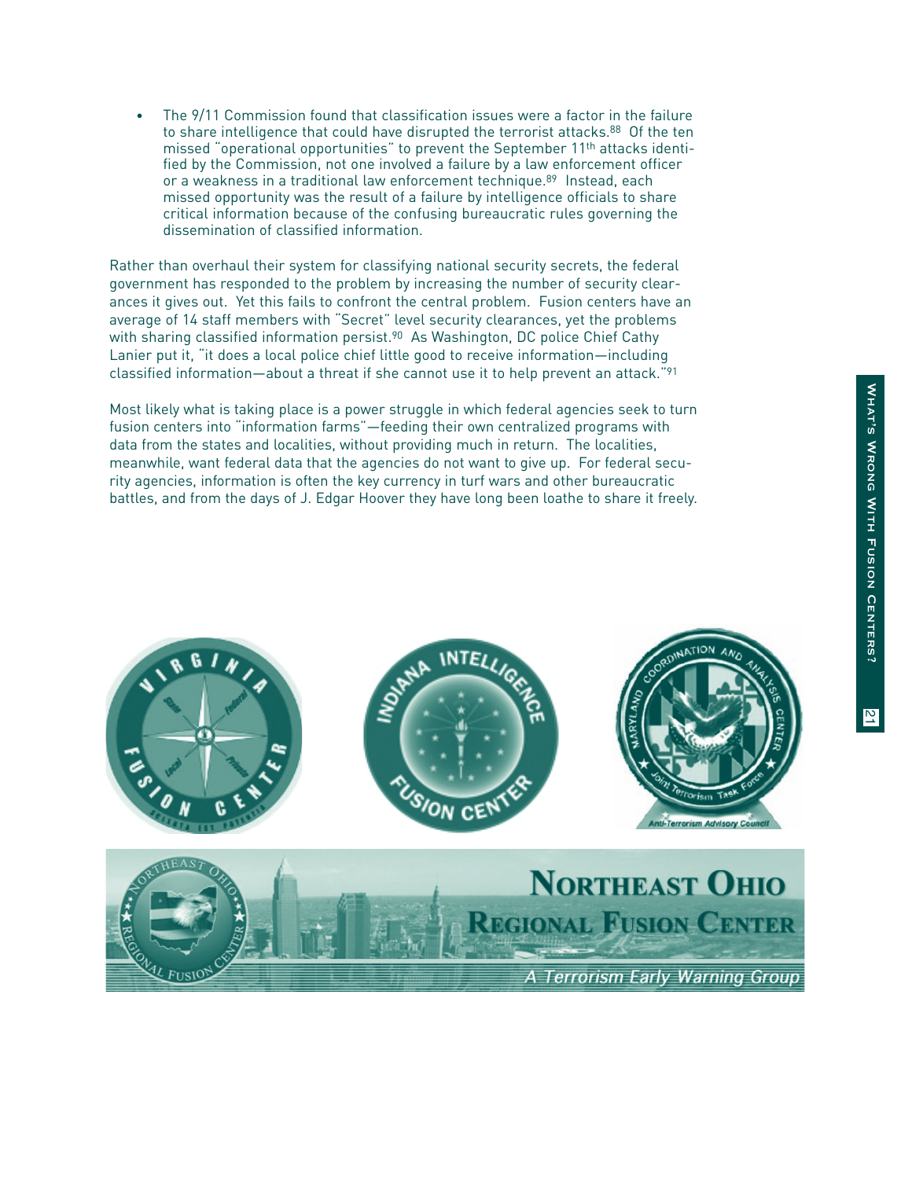- The 9/11 Commission found that classification issues were a factor in the failure to share intelligence that could have disrupted the terrorist attacks.[88] Of the ten missed "operational opportunities" to prevent the September 11th attacks identified by the Commission, not one involved a failure by a law enforcement officer or a weakness in a traditional law enforcement technique.[89] Instead, each missed opportunity was the result of a failure by intelligence officials to share critical information because of the confusing bureaucratic rules governing the dissemination of classified information.

Rather than overhaul their system for classifying national security secrets, the federal government has responded to the problem by increasing the number of security clearances it gives out. Yet this fails to confront the central problem. Fusion centers have an average of 14 staff members with "Secret" level security clearances, yet the problems with sharing classified information persist.[90] As Washington, DC police Chief Cathy Lanier put it, "it does a local police chief little good to receive information—including classified information—about a threat if she cannot use it to help prevent an attack."[91]

Most likely what is taking place is a power struggle in which federal agencies seek to turn fusion centers into "information farms"—feeding their own centralized programs with data from the states and localities, without providing much in return. The localities, meanwhile, want federal data that the agencies do not want to give up. For federal security agencies, information is often the key currency in turf wars and other bureaucratic battles, and from the days of J. Edgar Hoover they have long been loathe to share it freely.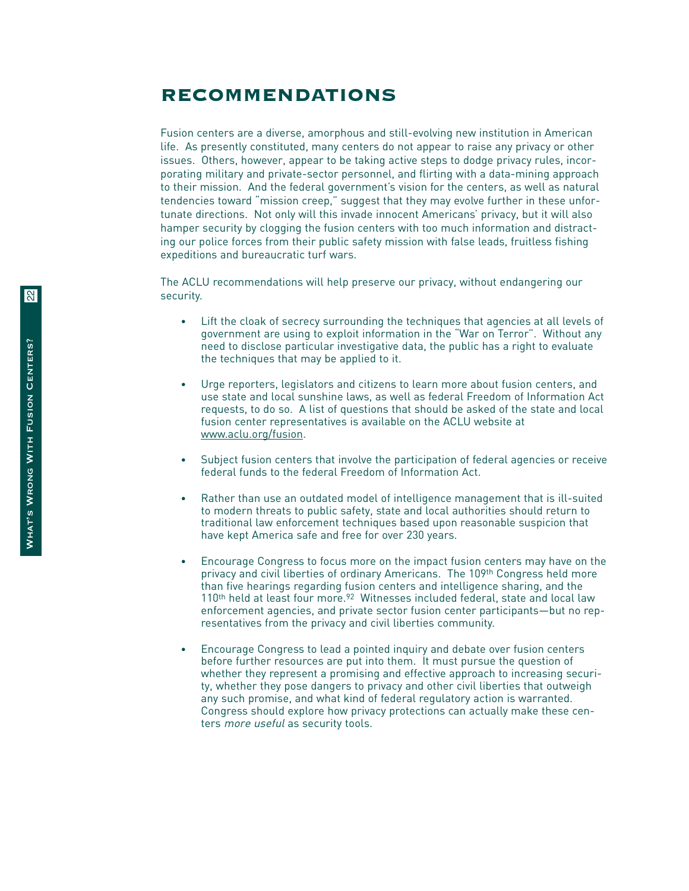# RECOMMENDATIONS

Fusion centers are a diverse, amorphous and still-evolving new institution in American life. As presently constituted, many centers do not appear to raise any privacy or other issues. Others, however, appear to be taking active steps to dodge privacy rules, incorporating military and private-sector personnel, and flirting with a data-mining approach to their mission. And the federal government's vision for the centers, as well as natural tendencies toward "mission creep," suggest that they may evolve further in these unfortunate directions. Not only will this invade innocent Americans' privacy, but it will also hamper security by clogging the fusion centers with too much information and distracting our police forces from their public safety mission with false leads, fruitless fishing expeditions and bureaucratic turf wars.

The ACLU recommendations will help preserve our privacy, without endangering our security.

- Lift the cloak of secrecy surrounding the techniques that agencies at all levels of government are using to exploit information in the "War on Terror". Without any need to disclose particular investigative data, the public has a right to evaluate the techniques that may be applied to it.

- Urge reporters, legislators and citizens to learn more about fusion centers, and use state and local sunshine laws, as well as federal Freedom of Information Act requests, to do so. A list of questions that should be asked of the state and local fusion center representatives is available on the ACLU website at www.aclu.org/fusion.

- Subject fusion centers that involve the participation of federal agencies or receive federal funds to the federal Freedom of Information Act.

- Rather than use an outdated model of intelligence management that is ill-suited to modern threats to public safety, state and local authorities should return to traditional law enforcement techniques based upon reasonable suspicion that have kept America safe and free for over 230 years.

- Encourage Congress to focus more on the impact fusion centers may have on the privacy and civil liberties of ordinary Americans. The 109th Congress held more than five hearings regarding fusion centers and intelligence sharing, and the 110th held at least four more.[92] Witnesses included federal, state and local law enforcement agencies, and private sector fusion center participants—but no representatives from the privacy and civil liberties community.

- Encourage Congress to lead a pointed inquiry and debate over fusion centers before further resources are put into them. It must pursue the question of whether they represent a promising and effective approach to increasing security, whether they pose dangers to privacy and other civil liberties that outweigh any such promise, and what kind of federal regulatory action is warranted. Congress should explore how privacy protections can actually make these centers *more useful* as security tools.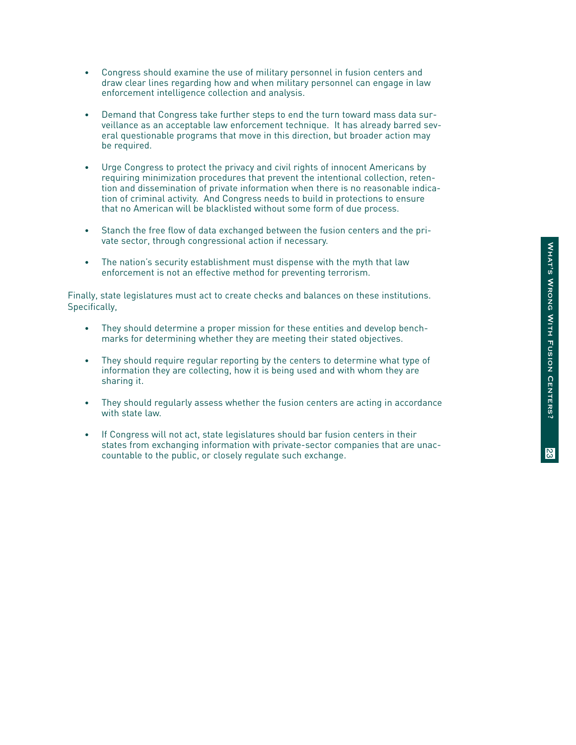- Congress should examine the use of military personnel in fusion centers and draw clear lines regarding how and when military personnel can engage in law enforcement intelligence collection and analysis.

- Demand that Congress take further steps to end the turn toward mass data surveillance as an acceptable law enforcement technique. It has already barred several questionable programs that move in this direction, but broader action may be required.

- Urge Congress to protect the privacy and civil rights of innocent Americans by requiring minimization procedures that prevent the intentional collection, retention and dissemination of private information when there is no reasonable indication of criminal activity. And Congress needs to build in protections to ensure that no American will be blacklisted without some form of due process.

- Stanch the free flow of data exchanged between the fusion centers and the private sector, through congressional action if necessary.

- The nation's security establishment must dispense with the myth that law enforcement is not an effective method for preventing terrorism.

Finally, state legislatures must act to create checks and balances on these institutions. Specifically,

- They should determine a proper mission for these entities and develop benchmarks for determining whether they are meeting their stated objectives.

- They should require regular reporting by the centers to determine what type of information they are collecting, how it is being used and with whom they are sharing it.

- They should regularly assess whether the fusion centers are acting in accordance with state law.

- If Congress will not act, state legislatures should bar fusion centers in their states from exchanging information with private-sector companies that are unaccountable to the public, or closely regulate such exchange.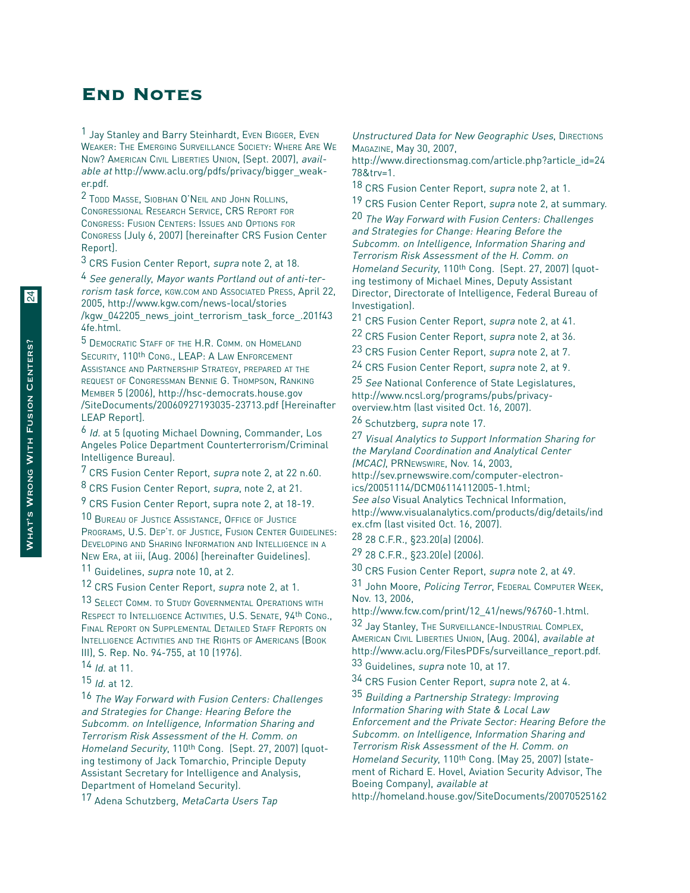# End Notes

[1] Jay Stanley and Barry Steinhardt, Even Bigger, Even Weaker: The Emerging Surveillance Society: Where Are We Now? American Civil Liberties Union, (Sept. 2007), *available at* http://www.aclu.org/pdfs/privacy/bigger_weaker.pdf.

[2] Todd Masse, Siobhan O'Neil and John Rollins, Congressional Research Service, CRS Report for Congress: Fusion Centers: Issues and Options for Congress (July 6, 2007) [hereinafter CRS Fusion Center Report].

[3] CRS Fusion Center Report, *supra* note 2, at 18.

[4] *See generally*, *Mayor wants Portland out of anti-terrorism task force*, kgw.com and Associated Press, April 22, 2005, http://www.kgw.com/news-local/stories/kgw_042205_news_joint_terrorism_task_force_.201f434fe.html.

[5] Democratic Staff of the H.R. Comm. on Homeland Security, 110th Cong., LEAP: A Law Enforcement Assistance and Partnership Strategy, prepared at the request of Congressman Bennie G. Thompson, Ranking Member 5 (2006), http://hsc-democrats.house.gov/SiteDocuments/20060927193035-23713.pdf [Hereinafter LEAP Report].

[6] *Id.* at 5 (quoting Michael Downing, Commander, Los Angeles Police Department Counterterrorism/Criminal Intelligence Bureau).

[7] CRS Fusion Center Report, *supra* note 2, at 22 n.60.

[8] CRS Fusion Center Report, *supra*, note 2, at 21.

[9] CRS Fusion Center Report, supra note 2, at 18-19.

[10] Bureau of Justice Assistance, Office of Justice Programs, U.S. Dep't. of Justice, Fusion Center Guidelines: Developing and Sharing Information and Intelligence in a New Era, at iii, (Aug. 2006) [hereinafter Guidelines].

[11] Guidelines, *supra* note 10, at 2.

[12] CRS Fusion Center Report, *supra* note 2, at 1.

[13] Select Comm. to Study Governmental Operations with Respect to Intelligence Activities, U.S. Senate, 94th Cong., Final Report on Supplemental Detailed Staff Reports on Intelligence Activities and the Rights of Americans (Book III), S. Rep. No. 94-755, at 10 (1976).

[14] *Id.* at 11.

[15] *Id.* at 12.

[16] *The Way Forward with Fusion Centers: Challenges and Strategies for Change: Hearing Before the Subcomm. on Intelligence, Information Sharing and Terrorism Risk Assessment of the H. Comm. on Homeland Security*, 110th Cong. (Sept. 27, 2007) (quoting testimony of Jack Tomarchio, Principle Deputy Assistant Secretary for Intelligence and Analysis, Department of Homeland Security).

[17] Adena Schutzberg, *MetaCarta Users Tap Unstructured Data for New Geographic Uses*, Directions Magazine, May 30, 2007, http://www.directionsmag.com/article.php?article_id=2478&trv=1.

[18] CRS Fusion Center Report, *supra* note 2, at 1.

[19] CRS Fusion Center Report, *supra* note 2, at summary.

[20] *The Way Forward with Fusion Centers: Challenges and Strategies for Change: Hearing Before the Subcomm. on Intelligence, Information Sharing and Terrorism Risk Assessment of the H. Comm. on Homeland Security*, 110th Cong. (Sept. 27, 2007) (quoting testimony of Michael Mines, Deputy Assistant Director, Directorate of Intelligence, Federal Bureau of Investigation).

[21] CRS Fusion Center Report, *supra* note 2, at 41.

[22] CRS Fusion Center Report, *supra* note 2, at 36.

[23] CRS Fusion Center Report, *supra* note 2, at 7.

[24] CRS Fusion Center Report, *supra* note 2, at 9.

[25] *See* National Conference of State Legislatures, http://www.ncsl.org/programs/pubs/privacy-overview.htm (last visited Oct. 16, 2007).

[26] Schutzberg, *supra* note 17.

[27] *Visual Analytics to Support Information Sharing for the Maryland Coordination and Analytical Center (MCAC)*, PRNewswire, Nov. 14, 2003, http://sev.prnewswire.com/computer-electronics/20051114/DCM06114112005-1.html; *See also* Visual Analytics Technical Information, http://www.visualanalytics.com/products/dig/details/index.cfm (last visited Oct. 16, 2007).

[28] 28 C.F.R., §23.20(a) (2006).

[29] 28 C.F.R., §23.20(e) (2006).

[30] CRS Fusion Center Report, *supra* note 2, at 49.

[31] John Moore, *Policing Terror*, Federal Computer Week, Nov. 13, 2006, http://www.fcw.com/print/12_41/news/96760-1.html.

[32] Jay Stanley, The Surveillance-Industrial Complex, American Civil Liberties Union, (Aug. 2004), *available at* http://www.aclu.org/FilesPDFs/surveillance_report.pdf.

[33] Guidelines, *supra* note 10, at 17.

[34] CRS Fusion Center Report, *supra* note 2, at 4.

[35] *Building a Partnership Strategy: Improving Information Sharing with State & Local Law Enforcement and the Private Sector: Hearing Before the Subcomm. on Intelligence, Information Sharing and Terrorism Risk Assessment of the H. Comm. on Homeland Security*, 110th Cong. (May 25, 2007) (statement of Richard E. Hovel, Aviation Security Advisor, The Boeing Company), *available at* http://homeland.house.gov/SiteDocuments/20070525162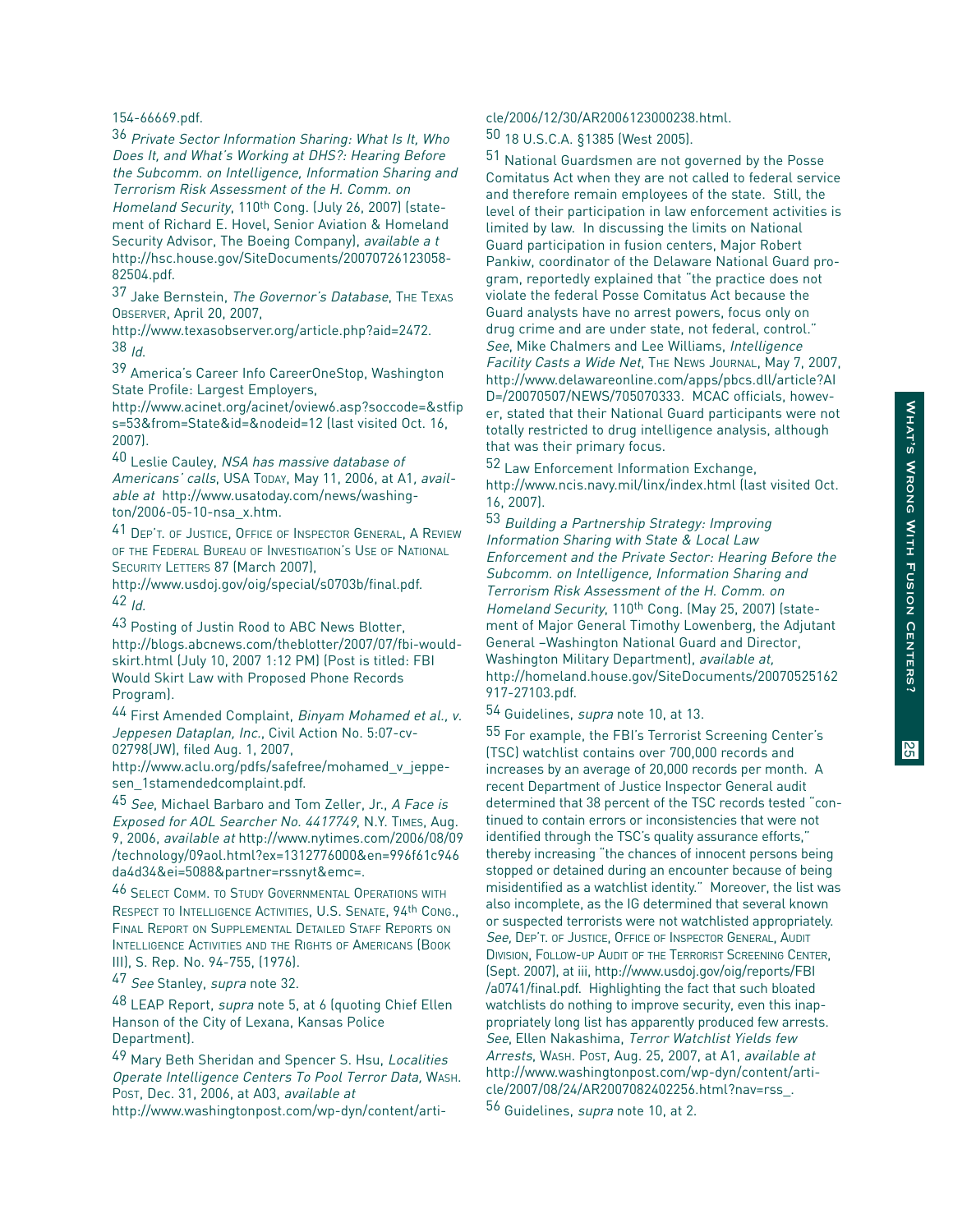154-66669.pdf.

36 *Private Sector Information Sharing: What Is It, Who Does It, and What's Working at DHS?: Hearing Before the Subcomm. on Intelligence, Information Sharing and Terrorism Risk Assessment of the H. Comm. on Homeland Security*, 110th Cong. (July 26, 2007) (statement of Richard E. Hovel, Senior Aviation & Homeland Security Advisor, The Boeing Company), *available a t* http://hsc.house.gov/SiteDocuments/20070726123058-82504.pdf.

37 Jake Bernstein, *The Governor's Database*, THE TEXAS OBSERVER, April 20, 2007, http://www.texasobserver.org/article.php?aid=2472.

38 *Id.*

39 America's Career Info CareerOneStop, Washington State Profile: Largest Employers, http://www.acinet.org/acinet/oview6.asp?soccode=&stfips=53&from=State&id=&nodeid=12 (last visited Oct. 16, 2007).

40 Leslie Cauley, *NSA has massive database of Americans' calls*, USA TODAY, May 11, 2006, at A1, *available at* http://www.usatoday.com/news/washington/2006-05-10-nsa_x.htm.

41 DEP'T. OF JUSTICE, OFFICE OF INSPECTOR GENERAL, A REVIEW OF THE FEDERAL BUREAU OF INVESTIGATION'S USE OF NATIONAL SECURITY LETTERS 87 (March 2007), http://www.usdoj.gov/oig/special/s0703b/final.pdf.

42 *Id.*

43 Posting of Justin Rood to ABC News Blotter, http://blogs.abcnews.com/theblotter/2007/07/fbi-would-skirt.html (July 10, 2007 1:12 PM) (Post is titled: FBI Would Skirt Law with Proposed Phone Records Program).

44 First Amended Complaint, *Binyam Mohamed et al., v. Jeppesen Dataplan, Inc.*, Civil Action No. 5:07-cv-02798(JW), filed Aug. 1, 2007, http://www.aclu.org/pdfs/safefree/mohamed_v_jeppesen_1stamendedcomplaint.pdf.

45 *See*, Michael Barbaro and Tom Zeller, Jr., *A Face is Exposed for AOL Searcher No. 4417749*, N.Y. TIMES, Aug. 9, 2006, *available at* http://www.nytimes.com/2006/08/09/technology/09aol.html?ex=1312776000&en=996f61c946da4d34&ei=5088&partner=rssnyt&emc=.

46 SELECT COMM. TO STUDY GOVERNMENTAL OPERATIONS WITH RESPECT TO INTELLIGENCE ACTIVITIES, U.S. SENATE, 94th CONG., FINAL REPORT ON SUPPLEMENTAL DETAILED STAFF REPORTS ON INTELLIGENCE ACTIVITIES AND THE RIGHTS OF AMERICANS (BOOK III), S. Rep. No. 94-755, (1976).

47 *See* Stanley, *supra* note 32.

48 LEAP Report, *supra* note 5, at 6 (quoting Chief Ellen Hanson of the City of Lexana, Kansas Police Department).

49 Mary Beth Sheridan and Spencer S. Hsu, *Localities Operate Intelligence Centers To Pool Terror Data*, WASH. POST, Dec. 31, 2006, at A03, *available at* http://www.washingtonpost.com/wp-dyn/content/article/2006/12/30/AR2006123000238.html.

50 18 U.S.C.A. §1385 (West 2005).

51 National Guardsmen are not governed by the Posse Comitatus Act when they are not called to federal service and therefore remain employees of the state. Still, the level of their participation in law enforcement activities is limited by law. In discussing the limits on National Guard participation in fusion centers, Major Robert Pankiw, coordinator of the Delaware National Guard program, reportedly explained that "the practice does not violate the federal Posse Comitatus Act because the Guard analysts have no arrest powers, focus only on drug crime and are under state, not federal, control." *See*, Mike Chalmers and Lee Williams, *Intelligence Facility Casts a Wide Net*, THE NEWS JOURNAL, May 7, 2007, http://www.delawareonline.com/apps/pbcs.dll/article?AID=/20070507/NEWS/705070333. MCAC officials, however, stated that their National Guard participants were not totally restricted to drug intelligence analysis, although that was their primary focus.

52 Law Enforcement Information Exchange, http://www.ncis.navy.mil/linx/index.html (last visited Oct. 16, 2007).

53 *Building a Partnership Strategy: Improving Information Sharing with State & Local Law Enforcement and the Private Sector: Hearing Before the Subcomm. on Intelligence, Information Sharing and Terrorism Risk Assessment of the H. Comm. on Homeland Security*, 110th Cong. (May 25, 2007) (statement of Major General Timothy Lowenberg, the Adjutant General –Washington National Guard and Director, Washington Military Department), *available at*, http://homeland.house.gov/SiteDocuments/20070525162917-27103.pdf.

54 Guidelines, *supra* note 10, at 13.

55 For example, the FBI's Terrorist Screening Center's (TSC) watchlist contains over 700,000 records and increases by an average of 20,000 records per month. A recent Department of Justice Inspector General audit determined that 38 percent of the TSC records tested "continued to contain errors or inconsistencies that were not identified through the TSC's quality assurance efforts," thereby increasing "the chances of innocent persons being stopped or detained during an encounter because of being misidentified as a watchlist identity." Moreover, the list was also incomplete, as the IG determined that several known or suspected terrorists were not watchlisted appropriately. *See,* DEP'T. OF JUSTICE, OFFICE OF INSPECTOR GENERAL, AUDIT DIVISION, FOLLOW-UP AUDIT OF THE TERRORIST SCREENING CENTER, (Sept. 2007), at iii, http://www.usdoj.gov/oig/reports/FBI/a0741/final.pdf. Highlighting the fact that such bloated watchlists do nothing to improve security, even this inappropriately long list has apparently produced few arrests. *See*, Ellen Nakashima, *Terror Watchlist Yields few Arrests*, WASH. POST, Aug. 25, 2007, at A1, *available at* http://www.washingtonpost.com/wp-dyn/content/article/2007/08/24/AR2007082402256.html?nav=rss_.

56 Guidelines, *supra* note 10, at 2.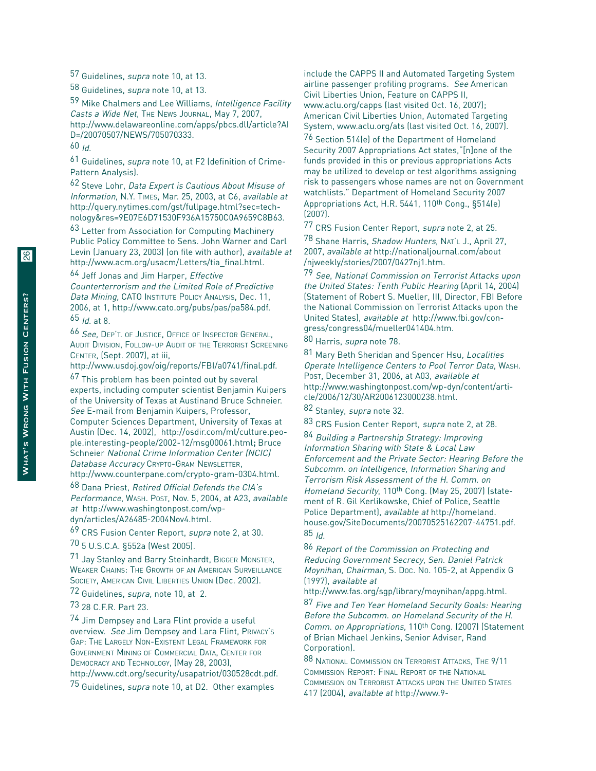57 Guidelines, *supra* note 10, at 13.

58 Guidelines, *supra* note 10, at 13.

59 Mike Chalmers and Lee Williams, *Intelligence Facility Casts a Wide Net*, The News Journal, May 7, 2007, http://www.delawareonline.com/apps/pbcs.dll/article?AID=/20070507/NEWS/705070333.

60 *Id.*

61 Guidelines, *supra* note 10, at F2 (definition of Crime-Pattern Analysis).

62 Steve Lohr, *Data Expert is Cautious About Misuse of Information*, N.Y. Times, Mar. 25, 2003, at C6, *available at* http://query.nytimes.com/gst/fullpage.html?sec=technology&res=9E07E6D71530F936A15750C0A9659C8B63.

63 Letter from Association for Computing Machinery Public Policy Committee to Sens. John Warner and Carl Levin (January 23, 2003) (on file with author), *available at* http://www.acm.org/usacm/Letters/tia_final.html.

64 Jeff Jonas and Jim Harper, *Effective Counterterrorism and the Limited Role of Predictive Data Mining,* CATO Institute Policy Analysis, Dec. 11, 2006, at 1, http://www.cato.org/pubs/pas/pa584.pdf.

65 *Id.* at 8.

66 *See,* Dep't. of Justice, Office of Inspector General, Audit Division, Follow-up Audit of the Terrorist Screening Center, (Sept. 2007), at iii, http://www.usdoj.gov/oig/reports/FBI/a0741/final.pdf.

67 This problem has been pointed out by several experts, including computer scientist Benjamin Kuipers of the University of Texas at Austinand Bruce Schneier. *See* E-mail from Benjamin Kuipers, Professor, Computer Sciences Department, University of Texas at Austin (Dec. 14, 2002), http://osdir.com/ml/culture.people.interesting-people/2002-12/msg00061.html; Bruce Schneier *National Crime Information Center (NCIC) Database Accuracy* Crypto-Gram Newsletter, http://www.counterpane.com/crypto-gram-0304.html.

68 Dana Priest, *Retired Official Defends the CIA's Performance*, Wash. Post, Nov. 5, 2004, at A23, *available at* http://www.washingtonpost.com/wp-dyn/articles/A26485-2004Nov4.html.

69 CRS Fusion Center Report, *supra* note 2, at 30.

70 5 U.S.C.A. §552a (West 2005).

71 Jay Stanley and Barry Steinhardt, Bigger Monster, Weaker Chains: The Growth of an American Surveillance Society, American Civil Liberties Union (Dec. 2002).

72 Guidelines, *supra,* note 10, at 2.

73 28 C.F.R. Part 23.

74 Jim Dempsey and Lara Flint provide a useful overview. *See* Jim Dempsey and Lara Flint, Privacy's Gap: The Largely Non-Existent Legal Framework for Government Mining of Commercial Data, Center for Democracy and Technology, (May 28, 2003), http://www.cdt.org/security/usapatriot/030528cdt.pdf.

75 Guidelines, *supra* note 10, at D2. Other examples include the CAPPS II and Automated Targeting System airline passenger profiling programs. *See* American Civil Liberties Union, Feature on CAPPS II, www.aclu.org/capps (last visited Oct. 16, 2007); American Civil Liberties Union, Automated Targeting System, www.aclu.org/ats (last visited Oct. 16, 2007).

76 Section 514(e) of the Department of Homeland Security 2007 Appropriations Act states,"[n]one of the funds provided in this or previous appropriations Acts may be utilized to develop or test algorithms assigning risk to passengers whose names are not on Government watchlists." Department of Homeland Security 2007 Appropriations Act, H.R. 5441, 110th Cong., §514(e) (2007).

77 CRS Fusion Center Report, *supra* note 2, at 25.

78 Shane Harris, *Shadow Hunters*, Nat'l J., April 27, 2007, *available at* http://nationaljournal.com/about/njweekly/stories/2007/0427nj1.htm.

79 *See*, *National Commission on Terrorist Attacks upon the United States: Tenth Public Hearing* (April 14, 2004) (Statement of Robert S. Mueller, III, Director, FBI Before the National Commission on Terrorist Attacks upon the United States), *available at* http://www.fbi.gov/congress/congress04/mueller041404.htm.

80 Harris, *supra* note 78.

81 Mary Beth Sheridan and Spencer Hsu, *Localities Operate Intelligence Centers to Pool Terror Data*, Wash. Post, December 31, 2006, at A03, *available at* http://www.washingtonpost.com/wp-dyn/content/article/2006/12/30/AR2006123000238.html.

82 Stanley, *supra* note 32.

83 CRS Fusion Center Report, *supra* note 2, at 28.

84 *Building a Partnership Strategy: Improving Information Sharing with State & Local Law Enforcement and the Private Sector: Hearing Before the Subcomm. on Intelligence, Information Sharing and Terrorism Risk Assessment of the H. Comm. on Homeland Security*, 110th Cong. (May 25, 2007) (statement of R. Gil Kerlikowske, Chief of Police, Seattle Police Department), *available at* http://homeland.house.gov/SiteDocuments/20070525162207-44751.pdf.

85 *Id.*

86 *Report of the Commission on Protecting and Reducing Government Secrecy, Sen. Daniel Patrick Moynihan, Chairman,* S. Doc. No. 105-2, at Appendix G (1997), *available at* http://www.fas.org/sgp/library/moynihan/appg.html.

87 *Five and Ten Year Homeland Security Goals: Hearing Before the Subcomm. on Homeland Security of the H. Comm. on Appropriations,* 110th Cong. (2007) (Statement of Brian Michael Jenkins, Senior Adviser, Rand Corporation).

88 National Commission on Terrorist Attacks, The 9/11 Commission Report: Final Report of the National Commission on Terrorist Attacks upon the United States 417 (2004), *available at* http://www.9-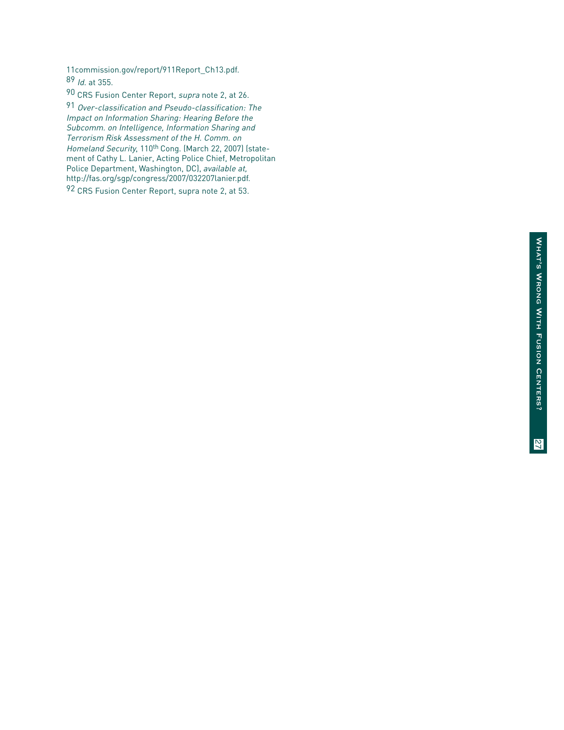11commission.gov/report/911Report_Ch13.pdf.

89 *Id.* at 355.

90 CRS Fusion Center Report, *supra* note 2, at 26.

91 *Over-classification and Pseudo-classification: The Impact on Information Sharing: Hearing Before the Subcomm. on Intelligence, Information Sharing and Terrorism Risk Assessment of the H. Comm. on Homeland Security*, 110th Cong. (March 22, 2007) (statement of Cathy L. Lanier, Acting Police Chief, Metropolitan Police Department, Washington, DC), *available at,* http://fas.org/sgp/congress/2007/032207lanier.pdf.

92 CRS Fusion Center Report, supra note 2, at 53.